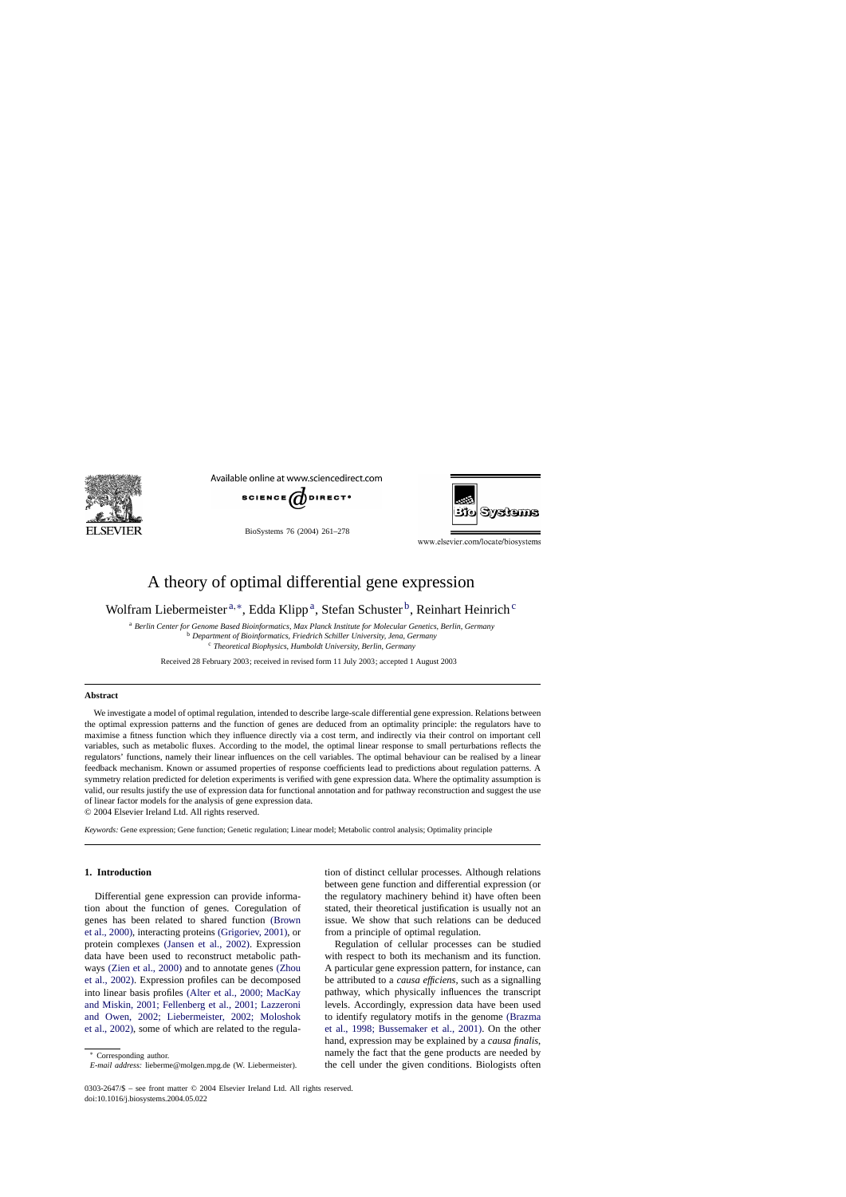# A theory of optimal differential gene expression

Wolfram Liebermeister[a,*], Edda Klipp[a], Stefan Schuster[b], Reinhart Heinrich[c]

[a] *Berlin Center for Genome Based Bioinformatics, Max Planck Institute for Molecular Genetics, Berlin, Germany*
[b] *Department of Bioinformatics, Friedrich Schiller University, Jena, Germany*
[c] *Theoretical Biophysics, Humboldt University, Berlin, Germany*

Received 28 February 2003; received in revised form 11 July 2003; accepted 1 August 2003

## Abstract

We investigate a model of optimal regulation, intended to describe large-scale differential gene expression. Relations between the optimal expression patterns and the function of genes are deduced from an optimality principle: the regulators have to maximise a fitness function which they influence directly via a cost term, and indirectly via their control on important cell variables, such as metabolic fluxes. According to the model, the optimal linear response to small perturbations reflects the regulators' functions, namely their linear influences on the cell variables. The optimal behaviour can be realised by a linear feedback mechanism. Known or assumed properties of response coefficients lead to predictions about regulation patterns. A symmetry relation predicted for deletion experiments is verified with gene expression data. Where the optimality assumption is valid, our results justify the use of expression data for functional annotation and for pathway reconstruction and suggest the use of linear factor models for the analysis of gene expression data.

© 2004 Elsevier Ireland Ltd. All rights reserved.

*Keywords:* Gene expression; Gene function; Genetic regulation; Linear model; Metabolic control analysis; Optimality principle

## 1. Introduction

Differential gene expression can provide information about the function of genes. Coregulation of genes has been related to shared function (Brown et al., 2000), interacting proteins (Grigoriev, 2001), or protein complexes (Jansen et al., 2002). Expression data have been used to reconstruct metabolic pathways (Zien et al., 2000) and to annotate genes (Zhou et al., 2002). Expression profiles can be decomposed into linear basis profiles (Alter et al., 2000; MacKay and Miskin, 2001; Fellenberg et al., 2001; Lazzeroni and Owen, 2002; Liebermeister, 2002; Moloshok et al., 2002), some of which are related to the regulation of distinct cellular processes. Although relations between gene function and differential expression (or the regulatory machinery behind it) have often been stated, their theoretical justification is usually not an issue. We show that such relations can be deduced from a principle of optimal regulation.

Regulation of cellular processes can be studied with respect to both its mechanism and its function. A particular gene expression pattern, for instance, can be attributed to a *causa efficiens*, such as a signalling pathway, which physically influences the transcript levels. Accordingly, expression data have been used to identify regulatory motifs in the genome (Brazma et al., 1998; Bussemaker et al., 2001). On the other hand, expression may be explained by a *causa finalis*, namely the fact that the gene products are needed by the cell under the given conditions. Biologists often

* Corresponding author.
*E-mail address:* lieberme@molgen.mpg.de (W. Liebermeister).

0303-2647/$ – see front matter © 2004 Elsevier Ireland Ltd. All rights reserved.
doi:10.1016/j.biosystems.2004.05.022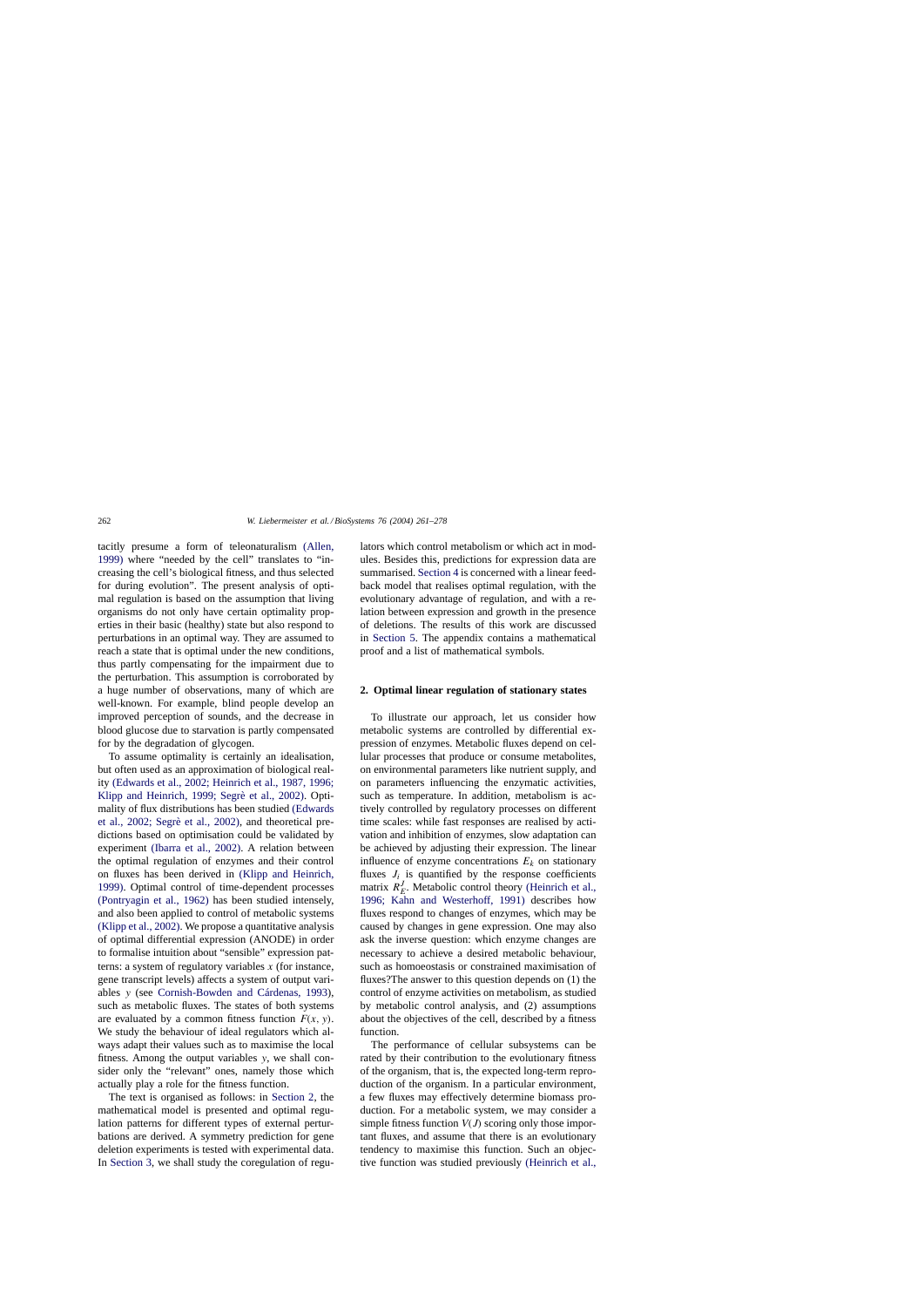tacitly presume a form of teleonaturalism (Allen, 1999) where "needed by the cell" translates to "increasing the cell's biological fitness, and thus selected for during evolution". The present analysis of optimal regulation is based on the assumption that living organisms do not only have certain optimality properties in their basic (healthy) state but also respond to perturbations in an optimal way. They are assumed to reach a state that is optimal under the new conditions, thus partly compensating for the impairment due to the perturbation. This assumption is corroborated by a huge number of observations, many of which are well-known. For example, blind people develop an improved perception of sounds, and the decrease in blood glucose due to starvation is partly compensated for by the degradation of glycogen.

To assume optimality is certainly an idealisation, but often used as an approximation of biological reality (Edwards et al., 2002; Heinrich et al., 1987, 1996; Klipp and Heinrich, 1999; Segrè et al., 2002). Optimality of flux distributions has been studied (Edwards et al., 2002; Segrè et al., 2002), and theoretical predictions based on optimisation could be validated by experiment (Ibarra et al., 2002). A relation between the optimal regulation of enzymes and their control on fluxes has been derived in (Klipp and Heinrich, 1999). Optimal control of time-dependent processes (Pontryagin et al., 1962) has been studied intensely, and also been applied to control of metabolic systems (Klipp et al., 2002). We propose a quantitative analysis of optimal differential expression (ANODE) in order to formalise intuition about "sensible" expression patterns: a system of regulatory variables $x$ (for instance, gene transcript levels) affects a system of output variables $y$ (see Cornish-Bowden and Cárdenas, 1993), such as metabolic fluxes. The states of both systems are evaluated by a common fitness function $F(x, y)$. We study the behaviour of ideal regulators which always adapt their values such as to maximise the local fitness. Among the output variables $y$, we shall consider only the "relevant" ones, namely those which actually play a role for the fitness function.

The text is organised as follows: in Section 2, the mathematical model is presented and optimal regulation patterns for different types of external perturbations are derived. A symmetry prediction for gene deletion experiments is tested with experimental data. In Section 3, we shall study the coregulation of regulators which control metabolism or which act in modules. Besides this, predictions for expression data are summarised. Section 4 is concerned with a linear feedback model that realises optimal regulation, with the evolutionary advantage of regulation, and with a relation between expression and growth in the presence of deletions. The results of this work are discussed in Section 5. The appendix contains a mathematical proof and a list of mathematical symbols.

## 2. Optimal linear regulation of stationary states

To illustrate our approach, let us consider how metabolic systems are controlled by differential expression of enzymes. Metabolic fluxes depend on cellular processes that produce or consume metabolites, on environmental parameters like nutrient supply, and on parameters influencing the enzymatic activities, such as temperature. In addition, metabolism is actively controlled by regulatory processes on different time scales: while fast responses are realised by activation and inhibition of enzymes, slow adaptation can be achieved by adjusting their expression. The linear influence of enzyme concentrations $E_k$ on stationary fluxes $J_i$ is quantified by the response coefficients matrix $R^J_E$. Metabolic control theory (Heinrich et al., 1996; Kahn and Westerhoff, 1991) describes how fluxes respond to changes of enzymes, which may be caused by changes in gene expression. One may also ask the inverse question: which enzyme changes are necessary to achieve a desired metabolic behaviour, such as homoeostasis or constrained maximisation of fluxes?The answer to this question depends on (1) the control of enzyme activities on metabolism, as studied by metabolic control analysis, and (2) assumptions about the objectives of the cell, described by a fitness function.

The performance of cellular subsystems can be rated by their contribution to the evolutionary fitness of the organism, that is, the expected long-term reproduction of the organism. In a particular environment, a few fluxes may effectively determine biomass production. For a metabolic system, we may consider a simple fitness function $V(J)$ scoring only those important fluxes, and assume that there is an evolutionary tendency to maximise this function. Such an objective function was studied previously (Heinrich et al.,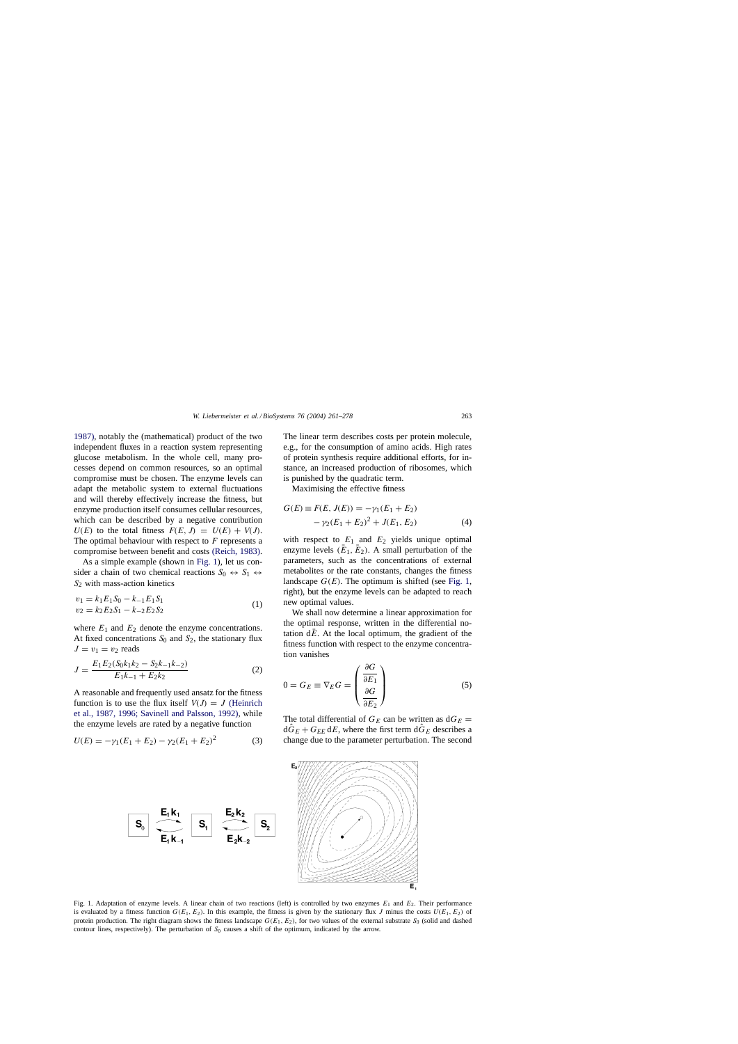1987), notably the (mathematical) product of the two independent fluxes in a reaction system representing glucose metabolism. In the whole cell, many processes depend on common resources, so an optimal compromise must be chosen. The enzyme levels can adapt the metabolic system to external fluctuations and will thereby effectively increase the fitness, but enzyme production itself consumes cellular resources, which can be described by a negative contribution $U(E)$ to the total fitness $F(E, J) = U(E) + V(J)$. The optimal behaviour with respect to $F$ represents a compromise between benefit and costs (Reich, 1983).

As a simple example (shown in Fig. 1), let us consider a chain of two chemical reactions $S_0 \leftrightarrow S_1 \leftrightarrow S_2$ with mass-action kinetics

$$
\begin{aligned}
v_1 &= k_1 E_1 S_0 - k_{-1} E_1 S_1 \\
v_2 &= k_2 E_2 S_1 - k_{-2} E_2 S_2
\end{aligned}
\tag{1}
$$

where $E_1$ and $E_2$ denote the enzyme concentrations. At fixed concentrations $S_0$ and $S_2$, the stationary flux $J = v_1 = v_2$ reads

$$
J = \frac{E_1 E_2 (S_0 k_1 k_2 - S_2 k_{-1} k_{-2})}{E_1 k_{-1} + E_2 k_2}
\tag{2}
$$

A reasonable and frequently used ansatz for the fitness function is to use the flux itself $V(J) = J$ (Heinrich et al., 1987, 1996; Savinell and Palsson, 1992), while the enzyme levels are rated by a negative function

$$
U(E) = -\gamma_1 (E_1 + E_2) - \gamma_2 (E_1 + E_2)^2
\tag{3}
$$

The linear term describes costs per protein molecule, e.g., for the consumption of amino acids. High rates of protein synthesis require additional efforts, for instance, an increased production of ribosomes, which is punished by the quadratic term.

Maximising the effective fitness

$$
\begin{aligned}
G(E) \equiv F(E, J(E)) &= -\gamma_1 (E_1 + E_2) \\
&\quad - \gamma_2 (E_1 + E_2)^2 + J(E_1, E_2)
\end{aligned}
\tag{4}
$$

with respect to $E_1$ and $E_2$ yields unique optimal enzyme levels $(\bar{E}_1, \bar{E}_2)$. A small perturbation of the parameters, such as the concentrations of external metabolites or the rate constants, changes the fitness landscape $G(E)$. The optimum is shifted (see Fig. 1, right), but the enzyme levels can be adapted to reach new optimal values.

We shall now determine a linear approximation for the optimal response, written in the differential notation $\mathrm{d}\bar{E}$. At the local optimum, the gradient of the fitness function with respect to the enzyme concentrations vanishes

$$
0 = G_E \equiv \nabla_E G = \begin{pmatrix} \dfrac{\partial G}{\partial E_1} \\[2ex] \dfrac{\partial G}{\partial E_2} \end{pmatrix}
\tag{5}
$$

The total differential of $G_E$ can be written as $\mathrm{d}G_E = \mathrm{d}\hat{G}_E + G_{EE}\,\mathrm{d}E$, where the first term $\mathrm{d}\hat{G}_E$ describes a change due to the parameter perturbation. The second

Fig. 1. Adaptation of enzyme levels. A linear chain of two reactions (left) is controlled by two enzymes $E_1$ and $E_2$. Their performance is evaluated by a fitness function $G(E_1, E_2)$. In this example, the fitness is given by the stationary flux $J$ minus the costs $U(E_1, E_2)$ of protein production. The right diagram shows the fitness landscape $G(E_1, E_2)$, for two values of the external substrate $S_0$ (solid and dashed contour lines, respectively). The perturbation of $S_0$ causes a shift of the optimum, indicated by the arrow.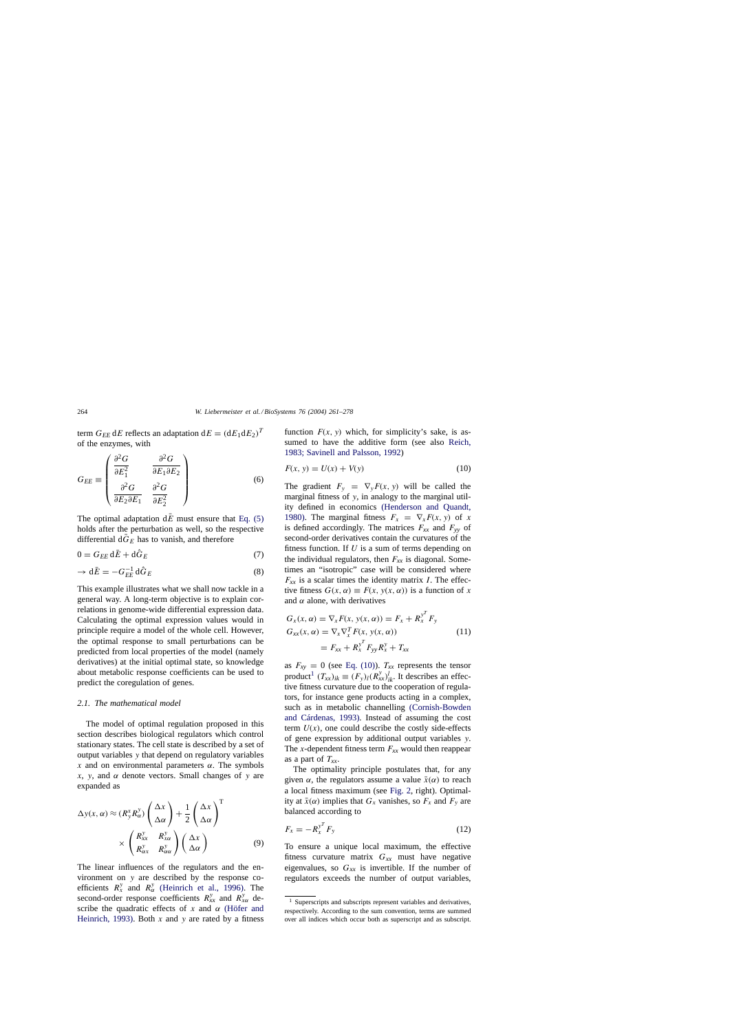term $G_{EE}\,\mathrm{d}E$ reflects an adaptation $\mathrm{d}E = (\mathrm{d}E_1 \mathrm{d}E_2)^T$ of the enzymes, with

$$G_{EE} \equiv \begin{pmatrix} \dfrac{\partial^2 G}{\partial E_1^2} & \dfrac{\partial^2 G}{\partial E_1 \partial E_2} \\ \dfrac{\partial^2 G}{\partial E_2 \partial E_1} & \dfrac{\partial^2 G}{\partial E_2^2} \end{pmatrix} \tag{6}$$

The optimal adaptation $\mathrm{d}\tilde{E}$ must ensure that Eq. (5) holds after the perturbation as well, so the respective differential $\mathrm{d}\hat{G}_E$ has to vanish, and therefore

$$0 = G_{EE}\,\mathrm{d}\tilde{E} + \mathrm{d}\hat{G}_E \tag{7}$$

$$\rightarrow \mathrm{d}\tilde{E} = -G_{EE}^{-1}\,\mathrm{d}\hat{G}_E \tag{8}$$

This example illustrates what we shall now tackle in a general way. A long-term objective is to explain correlations in genome-wide differential expression data. Calculating the optimal expression values would in principle require a model of the whole cell. However, the optimal response to small perturbations can be predicted from local properties of the model (namely derivatives) at the initial optimal state, so knowledge about metabolic response coefficients can be used to predict the coregulation of genes.

### 2.1. The mathematical model

The model of optimal regulation proposed in this section describes biological regulators which control stationary states. The cell state is described by a set of output variables $y$ that depend on regulatory variables $x$ and on environmental parameters $\alpha$. The symbols $x$, $y$, and $\alpha$ denote vectors. Small changes of $y$ are expanded as

$$\Delta y(x, \alpha) \approx (R_y^x R_\alpha^y) \begin{pmatrix} \Delta x \\ \Delta \alpha \end{pmatrix} + \frac{1}{2} \begin{pmatrix} \Delta x \\ \Delta \alpha \end{pmatrix}^{\mathrm{T}} \times \begin{pmatrix} R_{xx}^y & R_{x\alpha}^y \\ R_{\alpha x}^y & R_{\alpha\alpha}^y \end{pmatrix} \begin{pmatrix} \Delta x \\ \Delta \alpha \end{pmatrix} \tag{9}$$

The linear influences of the regulators and the environment on $y$ are described by the response coefficients $R_x^y$ and $R_\alpha^y$ (Heinrich et al., 1996). The second-order response coefficients $R_{xx}^y$ and $R_{x\alpha}^y$ describe the quadratic effects of $x$ and $\alpha$ (Höfer and Heinrich, 1993). Both $x$ and $y$ are rated by a fitness function $F(x, y)$ which, for simplicity's sake, is assumed to have the additive form (see also Reich, 1983; Savinell and Palsson, 1992)

$$F(x, y) = U(x) + V(y) \tag{10}$$

The gradient $F_y = \nabla_y F(x, y)$ will be called the marginal fitness of $y$, in analogy to the marginal utility defined in economics (Henderson and Quandt, 1980). The marginal fitness $F_x = \nabla_x F(x, y)$ of $x$ is defined accordingly. The matrices $F_{xx}$ and $F_{yy}$ of second-order derivatives contain the curvatures of the fitness function. If $U$ is a sum of terms depending on the individual regulators, then $F_{xx}$ is diagonal. Sometimes an "isotropic" case will be considered where $F_{xx}$ is a scalar times the identity matrix $I$. The effective fitness $G(x, \alpha) \equiv F(x, y(x, \alpha))$ is a function of $x$ and $\alpha$ alone, with derivatives

$$\begin{aligned} G_x(x, \alpha) &= \nabla_x F(x, y(x, \alpha)) = F_x + R_x^{y^T} F_y \\ G_{xx}(x, \alpha) &= \nabla_x \nabla_x^T F(x, y(x, \alpha)) \\ &= F_{xx} + R_x^{y^T} F_{yy} R_x^y + T_{xx} \end{aligned} \tag{11}$$

as $F_{xy} = 0$ (see Eq. (10)). $T_{xx}$ represents the tensor product[1] $(T_{xx})_{ik} \equiv (F_y)_l (R_{xx}^y)_{ik}^l$. It describes an effective fitness curvature due to the cooperation of regulators, for instance gene products acting in a complex, such as in metabolic channelling (Cornish-Bowden and Cárdenas, 1993). Instead of assuming the cost term $U(x)$, one could describe the costly side-effects of gene expression by additional output variables $y$. The $x$-dependent fitness term $F_{xx}$ would then reappear as a part of $T_{xx}$.

The optimality principle postulates that, for any given $\alpha$, the regulators assume a value $\bar{x}(\alpha)$ to reach a local fitness maximum (see Fig. 2, right). Optimality at $\bar{x}(\alpha)$ implies that $G_x$ vanishes, so $F_x$ and $F_y$ are balanced according to

$$F_x = -R_x^{y^T} F_y \tag{12}$$

To ensure a unique local maximum, the effective fitness curvature matrix $G_{xx}$ must have negative eigenvalues, so $G_{xx}$ is invertible. If the number of regulators exceeds the number of output variables,

[1] Superscripts and subscripts represent variables and derivatives, respectively. According to the sum convention, terms are summed over all indices which occur both as superscript and as subscript.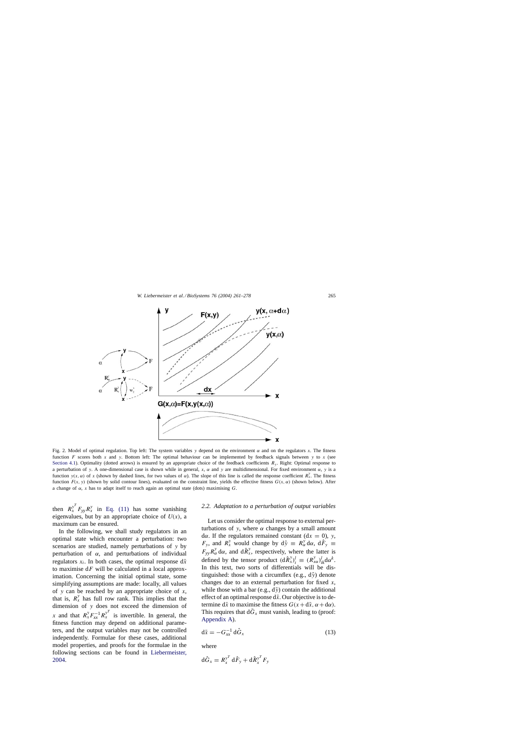Fig. 2. Model of optimal regulation. Top left: The system variables $y$ depend on the environment $\alpha$ and on the regulators $x$. The fitness function $F$ scores both $x$ and $y$. Bottom left: The optimal behaviour can be implemented by feedback signals between $y$ to $x$ (see Section 4.1). Optimality (dotted arrows) is ensured by an appropriate choice of the feedback coefficients $R_y$. Right: Optimal response to a perturbation of $y$. A one-dimensional case is shown while in general, $x$, $\alpha$ and $y$ are multidimensional. For fixed environment $\alpha$, $y$ is a function $y(x, \alpha)$ of $x$ (shown by dashed lines, for two values of $\alpha$). The slope of this line is called the response coefficient $R_x^y$. The fitness function $F(x, y)$ (shown by solid contour lines), evaluated on the constraint line, yields the effective fitness $G(x, \alpha)$ (shown below). After a change of $\alpha$, $x$ has to adapt itself to reach again an optimal state (dots) maximising $G$.

then $R_x^{y^T} F_{yy} R_x^y$ in Eq. (11) has some vanishing eigenvalues, but by an appropriate choice of $U(x)$, a maximum can be ensured.

In the following, we shall study regulators in an optimal state which encounter a perturbation: two scenarios are studied, namely perturbations of $y$ by perturbation of $\alpha$, and perturbations of individual regulators $x_i$. In both cases, the optimal response $\mathrm{d}\bar{x}$ to maximise $\mathrm{d}F$ will be calculated in a local approximation. Concerning the initial optimal state, some simplifying assumptions are made: locally, all values of $y$ can be reached by an appropriate choice of $x$, that is, $R_x^y$ has full row rank. This implies that the dimension of $y$ does not exceed the dimension of $x$ and that $R_x^y F_{xx}^{-1} R_x^{y^T}$ is invertible. In general, the fitness function may depend on additional parameters, and the output variables may not be controlled independently. Formulae for these cases, additional model properties, and proofs for the formulae in the following sections can be found in Liebermeister, 2004.

### 2.2. Adaptation to a perturbation of output variables

Let us consider the optimal response to external perturbations of $y$, where $\alpha$ changes by a small amount $\mathrm{d}\alpha$. If the regulators remained constant ($\mathrm{d}x = 0$), $y$, $F_y$, and $R_x^y$ would change by $\mathrm{d}\hat{y} \equiv R_\alpha^y \,\mathrm{d}\alpha$, $\mathrm{d}\hat{F}_y \equiv F_{yy} R_\alpha^y \,\mathrm{d}\alpha$, and $\mathrm{d}\hat{R}_x^y$, respectively, where the latter is defined by the tensor product $(\mathrm{d}\hat{R}_x^y)_i^l \equiv (R_{x\alpha}^y)_{ik}^l \mathrm{d}\alpha^k$. In this text, two sorts of differentials will be distinguished: those with a circumflex (e.g., $\mathrm{d}\hat{y}$) denote changes due to an external perturbation for fixed $x$, while those with a bar (e.g., $\mathrm{d}\bar{y}$) contain the additional effect of an optimal response $\mathrm{d}\bar{x}$. Our objective is to determine $\mathrm{d}\bar{x}$ to maximise the fitness $G(x + \mathrm{d}\bar{x}, \alpha + \mathrm{d}\alpha)$. This requires that $\mathrm{d}\bar{G}_x$ must vanish, leading to (proof: Appendix A).

$$\mathrm{d}\bar{x} = -G_{xx}^{-1}\,\mathrm{d}\hat{G}_x \tag{13}$$

where

$$\mathrm{d}\hat{G}_x = R_x^{y^T}\,\mathrm{d}\hat{F}_y + \mathrm{d}\hat{R}_x^{y^T} F_y$$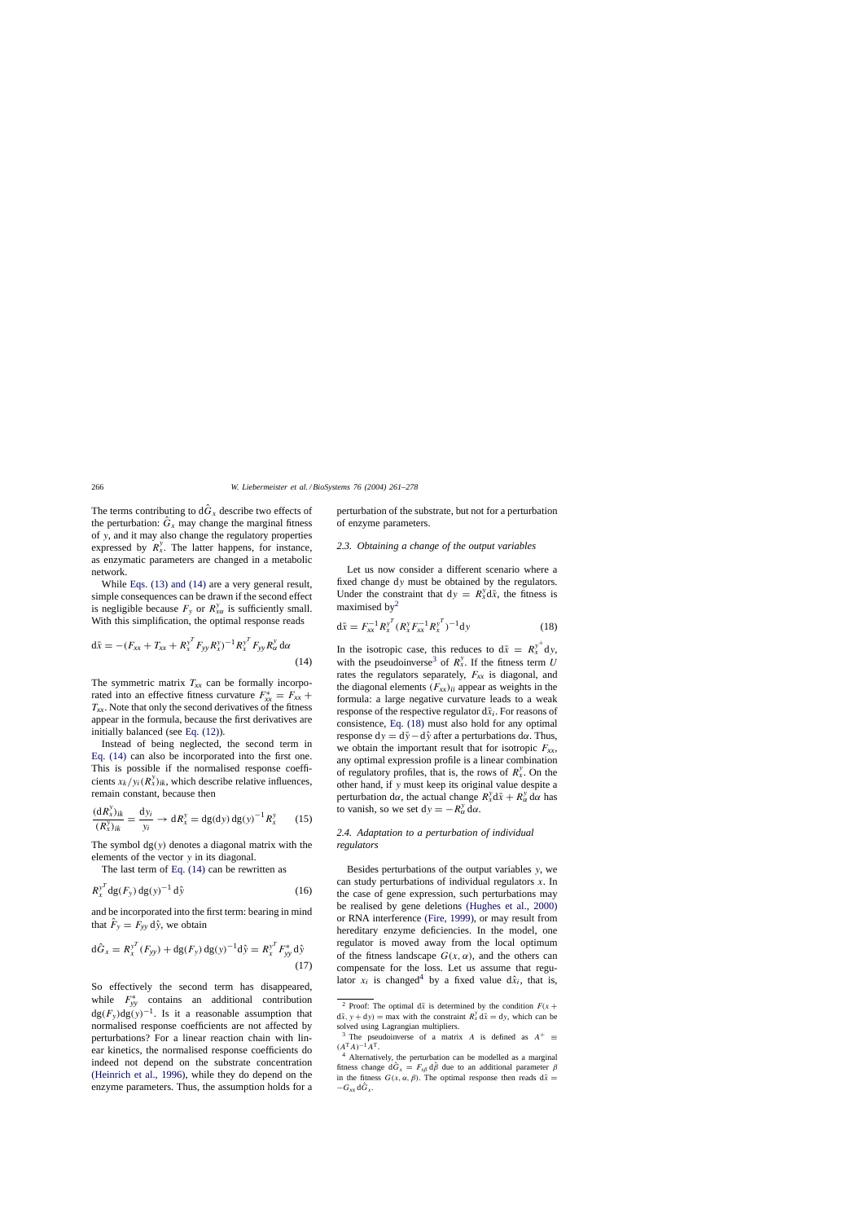The terms contributing to $\mathrm{d}\hat{G}_x$ describe two effects of the perturbation: $\hat{G}_x$ may change the marginal fitness of $y$, and it may also change the regulatory properties expressed by $R_x^y$. The latter happens, for instance, as enzymatic parameters are changed in a metabolic network.

While Eqs. (13) and (14) are a very general result, simple consequences can be drawn if the second effect is negligible because $F_y$ or $R_{x\alpha}^y$ is sufficiently small. With this simplification, the optimal response reads

$$\mathrm{d}\bar{x} = -(F_{xx} + T_{xx} + R_x^{y^T} F_{yy} R_x^y)^{-1} R_x^{y^T} F_{yy} R_\alpha^y \,\mathrm{d}\alpha \tag{14}$$

The symmetric matrix $T_{xx}$ can be formally incorporated into an effective fitness curvature $F_{xx}^* = F_{xx} + T_{xx}$. Note that only the second derivatives of the fitness appear in the formula, because the first derivatives are initially balanced (see Eq. (12)).

Instead of being neglected, the second term in Eq. (14) can also be incorporated into the first one. This is possible if the normalised response coefficients $x_k/y_i (R_x^y)_{ik}$, which describe relative influences, remain constant, because then

$$\frac{(\mathrm{d}R_x^y)_{ik}}{(R_x^y)_{ik}} = \frac{\mathrm{d}y_i}{y_i} \rightarrow \mathrm{d}R_x^y = \mathrm{dg}(\mathrm{d}y)\,\mathrm{dg}(y)^{-1} R_x^y \tag{15}$$

The symbol $\mathrm{dg}(y)$ denotes a diagonal matrix with the elements of the vector $y$ in its diagonal.

The last term of Eq. (14) can be rewritten as

$$R_x^{y^T} \mathrm{dg}(F_y)\,\mathrm{dg}(y)^{-1}\,\mathrm{d}\hat{y} \tag{16}$$

and be incorporated into the first term: bearing in mind that $\hat{F}_y = F_{yy}\,\mathrm{d}\hat{y}$, we obtain

$$\mathrm{d}\hat{G}_x = R_x^{y^T}(F_{yy}) + \mathrm{dg}(F_y)\,\mathrm{dg}(y)^{-1}\mathrm{d}\hat{y} = R_x^{y^T} F_{yy}^*\,\mathrm{d}\hat{y} \tag{17}$$

So effectively the second term has disappeared, while $F_{yy}^*$ contains an additional contribution $\mathrm{dg}(F_y)\mathrm{dg}(y)^{-1}$. Is it a reasonable assumption that normalised response coefficients are not affected by perturbations? For a linear reaction chain with linear kinetics, the normalised response coefficients do indeed not depend on the substrate concentration (Heinrich et al., 1996), while they do depend on the enzyme parameters. Thus, the assumption holds for a perturbation of the substrate, but not for a perturbation of enzyme parameters.

### 2.3. Obtaining a change of the output variables

Let us now consider a different scenario where a fixed change $\mathrm{d}y$ must be obtained by the regulators. Under the constraint that $\mathrm{d}y = R_x^y \mathrm{d}\bar{x}$, the fitness is maximised by[2]

$$\mathrm{d}\bar{x} = F_{xx}^{-1} R_x^{y^T} (R_x^y F_{xx}^{-1} R_x^{y^T})^{-1} \mathrm{d}y \tag{18}$$

In the isotropic case, this reduces to $\mathrm{d}\bar{x} = R_x^{y^+}\mathrm{d}y$, with the pseudoinverse[3] of $R_x^y$. If the fitness term $U$ rates the regulators separately, $F_{xx}$ is diagonal, and the diagonal elements $(F_{xx})_{ii}$ appear as weights in the formula: a large negative curvature leads to a weak response of the respective regulator $\mathrm{d}\bar{x}_i$. For reasons of consistence, Eq. (18) must also hold for any optimal response $\mathrm{d}y = \mathrm{d}\bar{y} - \mathrm{d}\hat{y}$ after a perturbations $\mathrm{d}\alpha$. Thus, we obtain the important result that for isotropic $F_{xx}$, any optimal expression profile is a linear combination of regulatory profiles, that is, the rows of $R_x^y$. On the other hand, if $y$ must keep its original value despite a perturbation $\mathrm{d}\alpha$, the actual change $R_x^y \mathrm{d}\bar{x} + R_\alpha^y\,\mathrm{d}\alpha$ has to vanish, so we set $\mathrm{d}y = -R_\alpha^y\,\mathrm{d}\alpha$.

### 2.4. Adaptation to a perturbation of individual regulators

Besides perturbations of the output variables $y$, we can study perturbations of individual regulators $x$. In the case of gene expression, such perturbations may be realised by gene deletions (Hughes et al., 2000) or RNA interference (Fire, 1999), or may result from hereditary enzyme deficiencies. In the model, one regulator is moved away from the local optimum of the fitness landscape $G(x, \alpha)$, and the others can compensate for the loss. Let us assume that regulator $x_i$ is changed[4] by a fixed value $\mathrm{d}\hat{x}_i$, that is,

---

[2] Proof: The optimal $\mathrm{d}\bar{x}$ is determined by the condition $F(x + \mathrm{d}\bar{x}, y + \mathrm{d}y) = \max$ with the constraint $R_x^y\,\mathrm{d}\bar{x} = \mathrm{d}y$, which can be solved using Lagrangian multipliers.

[3] The pseudoinverse of a matrix $A$ is defined as $A^+ \equiv (A^{\mathrm{T}}A)^{-1}A^{\mathrm{T}}$.

[4] Alternatively, the perturbation can be modelled as a marginal fitness change $\mathrm{d}\hat{G}_x = F_{x\beta}\,\mathrm{d}\hat{\beta}$ due to an additional parameter $\beta$ in the fitness $G(x, \alpha, \beta)$. The optimal response then reads $\mathrm{d}\bar{x} = -G_{xx}\,\mathrm{d}\hat{G}_x$.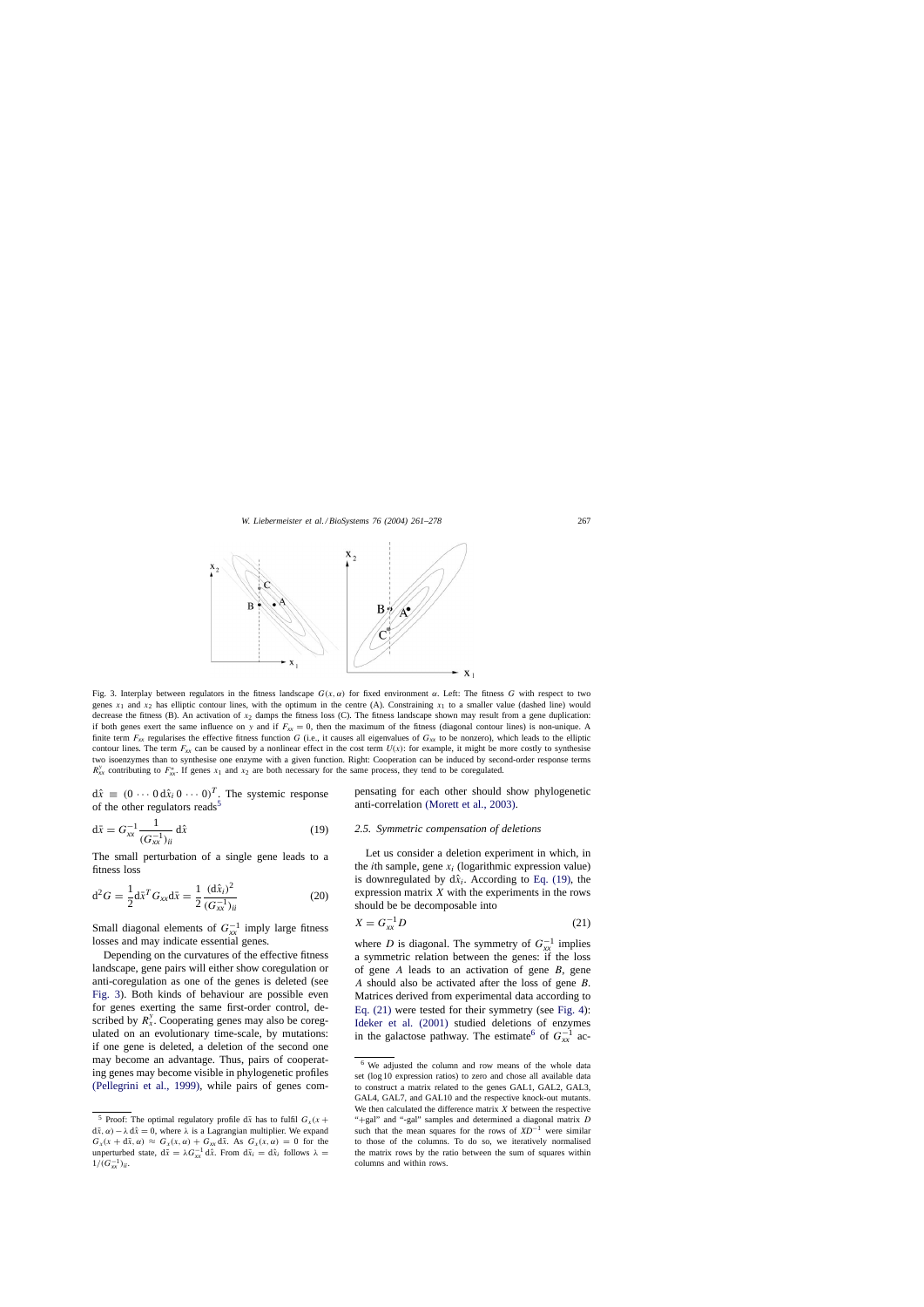Fig. 3. Interplay between regulators in the fitness landscape $G(x, \alpha)$ for fixed environment $\alpha$. Left: The fitness $G$ with respect to two genes $x_1$ and $x_2$ has elliptic contour lines, with the optimum in the centre (A). Constraining $x_1$ to a smaller value (dashed line) would decrease the fitness (B). An activation of $x_2$ damps the fitness loss (C). The fitness landscape shown may result from a gene duplication: if both genes exert the same influence on $y$ and if $F_{xx} = 0$, then the maximum of the fitness (diagonal contour lines) is non-unique. A finite term $F_{xx}$ regularises the effective fitness function $G$ (i.e., it causes all eigenvalues of $G_{xx}$ to be nonzero), which leads to the elliptic contour lines. The term $F_{xx}$ can be caused by a nonlinear effect in the cost term $U(x)$: for example, it might be more costly to synthesise two isoenzymes than to synthesise one enzyme with a given function. Right: Cooperation can be induced by second-order response terms $R^y_{xx}$ contributing to $F^*_{xx}$. If genes $x_1$ and $x_2$ are both necessary for the same process, they tend to be coregulated.

$\mathrm{d}\hat{x} \equiv (0 \cdots 0\, \mathrm{d}\hat{x}_i\, 0 \cdots 0)^T$. The systemic response of the other regulators reads[5]

$$\mathrm{d}\tilde{x} = G_{xx}^{-1} \frac{1}{(G_{xx}^{-1})_{ii}} \, \mathrm{d}\hat{x} \tag{19}$$

The small perturbation of a single gene leads to a fitness loss

$$\mathrm{d}^2 G = \frac{1}{2} \mathrm{d}\tilde{x}^T G_{xx} \mathrm{d}\tilde{x} = \frac{1}{2} \frac{(\mathrm{d}\hat{x}_i)^2}{(G_{xx}^{-1})_{ii}} \tag{20}$$

Small diagonal elements of $G_{xx}^{-1}$ imply large fitness losses and may indicate essential genes.

Depending on the curvatures of the effective fitness landscape, gene pairs will either show coregulation or anti-coregulation as one of the genes is deleted (see Fig. 3). Both kinds of behaviour are possible even for genes exerting the same first-order control, described by $R^y_x$. Cooperating genes may also be coregulated on an evolutionary time-scale, by mutations: if one gene is deleted, a deletion of the second one may become an advantage. Thus, pairs of cooperating genes may become visible in phylogenetic profiles (Pellegrini et al., 1999), while pairs of genes compensating for each other should show phylogenetic anti-correlation (Morett et al., 2003).

### 2.5. Symmetric compensation of deletions

Let us consider a deletion experiment in which, in the $i$th sample, gene $x_i$ (logarithmic expression value) is downregulated by $\mathrm{d}\hat{x}_i$. According to Eq. (19), the expression matrix $X$ with the experiments in the rows should be be decomposable into

$$X = G_{xx}^{-1} D \tag{21}$$

where $D$ is diagonal. The symmetry of $G_{xx}^{-1}$ implies a symmetric relation between the genes: if the loss of gene $A$ leads to an activation of gene $B$, gene $A$ should also be activated after the loss of gene $B$. Matrices derived from experimental data according to Eq. (21) were tested for their symmetry (see Fig. 4): Ideker et al. (2001) studied deletions of enzymes in the galactose pathway. The estimate[6] of $G_{xx}^{-1}$ ac-

[5] Proof: The optimal regulatory profile $\mathrm{d}\tilde{x}$ has to fulfil $G_x(x + \mathrm{d}\tilde{x}, \alpha) - \lambda\, \mathrm{d}\hat{x} = 0$, where $\lambda$ is a Lagrangian multiplier. We expand $G_x(x + \mathrm{d}\tilde{x}, \alpha) \approx G_x(x, \alpha) + G_{xx}\, \mathrm{d}\tilde{x}$. As $G_x(x, \alpha) = 0$ for the unperturbed state, $\mathrm{d}\tilde{x} = \lambda G_{xx}^{-1}\, \mathrm{d}\hat{x}$. From $\mathrm{d}\tilde{x}_i = \mathrm{d}\hat{x}_i$ follows $\lambda = 1/(G_{xx}^{-1})_{ii}$.

[6] We adjusted the column and row means of the whole data set (log10 expression ratios) to zero and chose all available data to construct a matrix related to the genes GAL1, GAL2, GAL3, GAL4, GAL7, and GAL10 and the respective knock-out mutants. We then calculated the difference matrix $X$ between the respective "+gal" and "-gal" samples and determined a diagonal matrix $D$ such that the mean squares for the rows of $XD^{-1}$ were similar to those of the columns. To do so, we iteratively normalised the matrix rows by the ratio between the sum of squares within columns and within rows.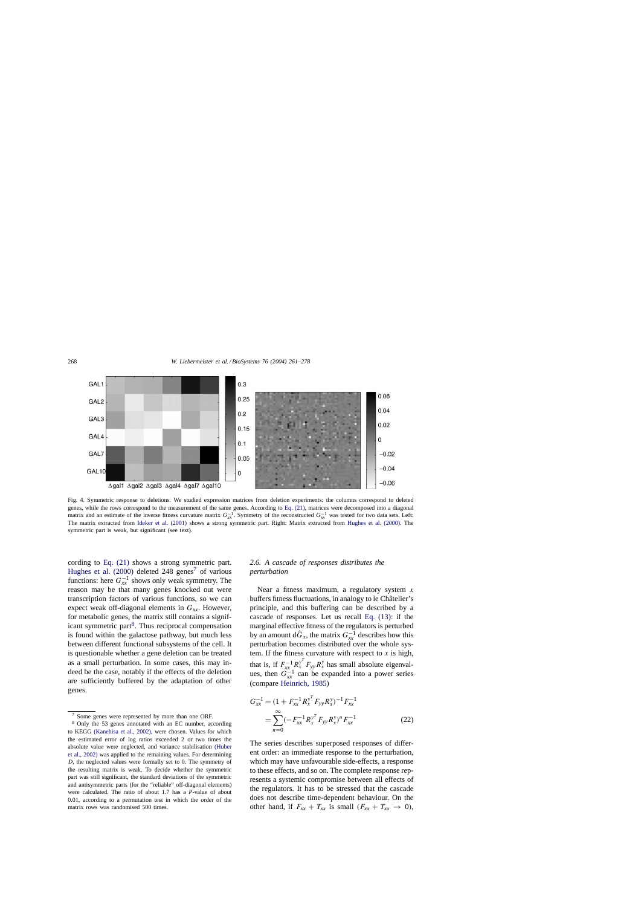Fig. 4. Symmetric response to deletions. We studied expression matrices from deletion experiments: the columns correspond to deleted genes, while the rows correspond to the measurement of the same genes. According to Eq. (21), matrices were decomposed into a diagonal matrix and an estimate of the inverse fitness curvature matrix $G_{xx}^{-1}$. Symmetry of the reconstructed $G_{xx}^{-1}$ was tested for two data sets. Left: The matrix extracted from Ideker et al. (2001) shows a strong symmetric part. Right: Matrix extracted from Hughes et al. (2000). The symmetric part is weak, but significant (see text).

cording to Eq. (21) shows a strong symmetric part. Hughes et al. (2000) deleted 248 genes[7] of various functions: here $G_{xx}^{-1}$ shows only weak symmetry. The reason may be that many genes knocked out were transcription factors of various functions, so we can expect weak off-diagonal elements in $G_{xx}$. However, for metabolic genes, the matrix still contains a significant symmetric part[8]. Thus reciprocal compensation is found within the galactose pathway, but much less between different functional subsystems of the cell. It is questionable whether a gene deletion can be treated as a small perturbation. In some cases, this may indeed be the case, notably if the effects of the deletion are sufficiently buffered by the adaptation of other genes.

[7] Some genes were represented by more than one ORF.

[8] Only the 53 genes annotated with an EC number, according to KEGG (Kanehisa et al., 2002), were chosen. Values for which the estimated error of log ratios exceeded 2 or two times the absolute value were neglected, and variance stabilisation (Huber et al., 2002) was applied to the remaining values. For determining $D$, the neglected values were formally set to 0. The symmetry of the resulting matrix is weak. To decide whether the symmetric part was still significant, the standard deviations of the symmetric and antisymmetric parts (for the "reliable" off-diagonal elements) were calculated. The ratio of about 1.7 has a $P$-value of about 0.01, according to a permutation test in which the order of the matrix rows was randomised 500 times.

### 2.6. A cascade of responses distributes the perturbation

Near a fitness maximum, a regulatory system $x$ buffers fitness fluctuations, in analogy to le Châtelier's principle, and this buffering can be described by a cascade of responses. Let us recall Eq. (13): if the marginal effective fitness of the regulators is perturbed by an amount $\mathrm{d}\hat{G}_x$, the matrix $G_{xx}^{-1}$ describes how this perturbation becomes distributed over the whole system. If the fitness curvature with respect to $x$ is high, that is, if $F_{xx}^{-1} R_x^{y^T} F_{yy} R_x^y$ has small absolute eigenvalues, then $G_{xx}^{-1}$ can be expanded into a power series (compare Heinrich, 1985)

$$
\begin{aligned}
G_{xx}^{-1} &= (1 + F_{xx}^{-1} R_x^{y^T} F_{yy} R_x^y)^{-1} F_{xx}^{-1} \\
&= \sum_{n=0}^{\infty} (-F_{xx}^{-1} R_x^{y^T} F_{yy} R_x^y)^n F_{xx}^{-1}
\end{aligned}
\tag{22}
$$

The series describes superposed responses of different order: an immediate response to the perturbation, which may have unfavourable side-effects, a response to these effects, and so on. The complete response represents a systemic compromise between all effects of the regulators. It has to be stressed that the cascade does not describe time-dependent behaviour. On the other hand, if $F_{xx} + T_{xx}$ is small ($F_{xx} + T_{xx} \rightarrow 0$),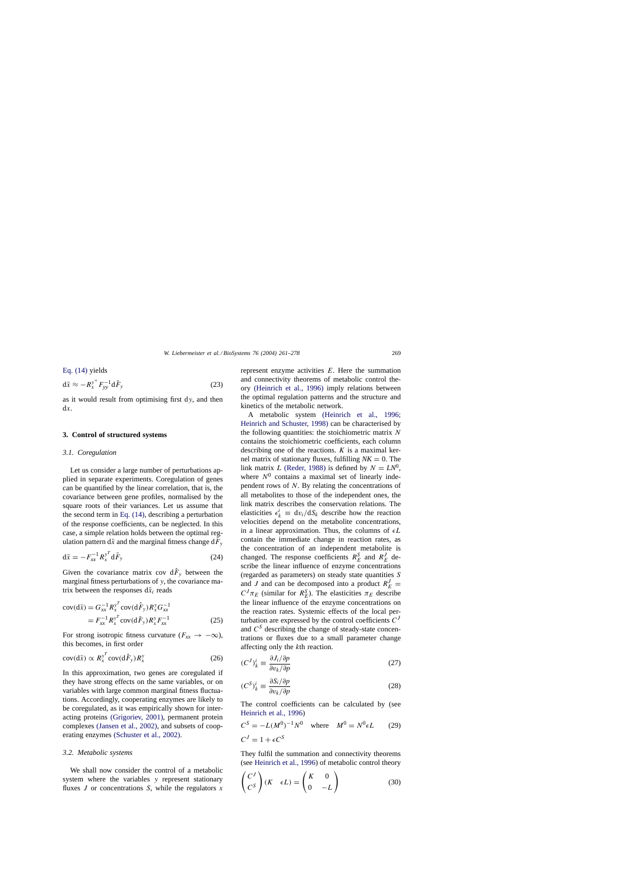Eq. (14) yields

$$d\tilde{x} \approx -R_x^{y^+} F_{yy}^{-1} d\hat{F}_y \tag{23}$$

as it would result from optimising first $dy$, and then $dx$.

## 3. Control of structured systems

### 3.1. Coregulation

Let us consider a large number of perturbations applied in separate experiments. Coregulation of genes can be quantified by the linear correlation, that is, the covariance between gene profiles, normalised by the square roots of their variances. Let us assume that the second term in Eq. (14), describing a perturbation of the response coefficients, can be neglected. In this case, a simple relation holds between the optimal regulation pattern $d\tilde{x}$ and the marginal fitness change $d\bar{F}_y$

$$d\tilde{x} = -F_{xx}^{-1} R_x^{y^T} d\bar{F}_y \tag{24}$$

Given the covariance matrix $\mathrm{cov}\ d\hat{F}_y$ between the marginal fitness perturbations of $y$, the covariance matrix between the responses $d\tilde{x}_i$ reads

$$\begin{aligned}\mathrm{cov}(d\tilde{x}) &= G_{xx}^{-1} R_x^{y^T} \mathrm{cov}(d\hat{F}_y) R_x^y G_{xx}^{-1} \\ &= F_{xx}^{-1} R_x^{y^T} \mathrm{cov}(d\bar{F}_y) R_x^y F_{xx}^{-1}\end{aligned} \tag{25}$$

For strong isotropic fitness curvature ($F_{xx} \to -\infty$), this becomes, in first order

$$\mathrm{cov}(d\tilde{x}) \propto R_x^{y^T} \mathrm{cov}(d\hat{F}_y) R_x^y \tag{26}$$

In this approximation, two genes are coregulated if they have strong effects on the same variables, or on variables with large common marginal fitness fluctuations. Accordingly, cooperating enzymes are likely to be coregulated, as it was empirically shown for interacting proteins (Grigoriev, 2001), permanent protein complexes (Jansen et al., 2002), and subsets of cooperating enzymes (Schuster et al., 2002).

### 3.2. Metabolic systems

We shall now consider the control of a metabolic system where the variables $y$ represent stationary fluxes $J$ or concentrations $S$, while the regulators $x$ represent enzyme activities $E$. Here the summation and connectivity theorems of metabolic control theory (Heinrich et al., 1996) imply relations between the optimal regulation patterns and the structure and kinetics of the metabolic network.

A metabolic system (Heinrich et al., 1996; Heinrich and Schuster, 1998) can be characterised by the following quantities: the stoichiometric matrix $N$ contains the stoichiometric coefficients, each column describing one of the reactions. $K$ is a maximal kernel matrix of stationary fluxes, fulfilling $NK = 0$. The link matrix $L$ (Reder, 1988) is defined by $N = LN^0$, where $N^0$ contains a maximal set of linearly independent rows of $N$. By relating the concentrations of all metabolites to those of the independent ones, the link matrix describes the conservation relations. The elasticities $\epsilon_k^i \equiv dv_i/dS_k$ describe how the reaction velocities depend on the metabolite concentrations, in a linear approximation. Thus, the columns of $\epsilon L$ contain the immediate change in reaction rates, as the concentration of an independent metabolite is changed. The response coefficients $R_E^S$ and $R_E^J$ describe the linear influence of enzyme concentrations (regarded as parameters) on steady state quantities $S$ and $J$ and can be decomposed into a product $R_E^J = C^J \pi_E$ (similar for $R_E^S$). The elasticities $\pi_E$ describe the linear influence of the enzyme concentrations on the reaction rates. Systemic effects of the local perturbation are expressed by the control coefficients $C^J$ and $C^S$ describing the change of steady-state concentrations or fluxes due to a small parameter change affecting only the $k$th reaction.

$$(C^J)_k^i \equiv \frac{\partial J_i/\partial p}{\partial v_k/\partial p} \tag{27}$$

$$(C^S)_k^i \equiv \frac{\partial S_i/\partial p}{\partial v_k/\partial p} \tag{28}$$

The control coefficients can be calculated by (see Heinrich et al., 1996)

$$C^S = -L(M^0)^{-1}N^0 \quad \text{where} \quad M^0 = N^0 \epsilon L \tag{29}$$

$$C^J = 1 + \epsilon C^S$$

They fulfil the summation and connectivity theorems (see Heinrich et al., 1996) of metabolic control theory

$$\begin{pmatrix} C^J \\ C^S \end{pmatrix} (K \quad \epsilon L) = \begin{pmatrix} K & 0 \\ 0 & -L \end{pmatrix} \tag{30}$$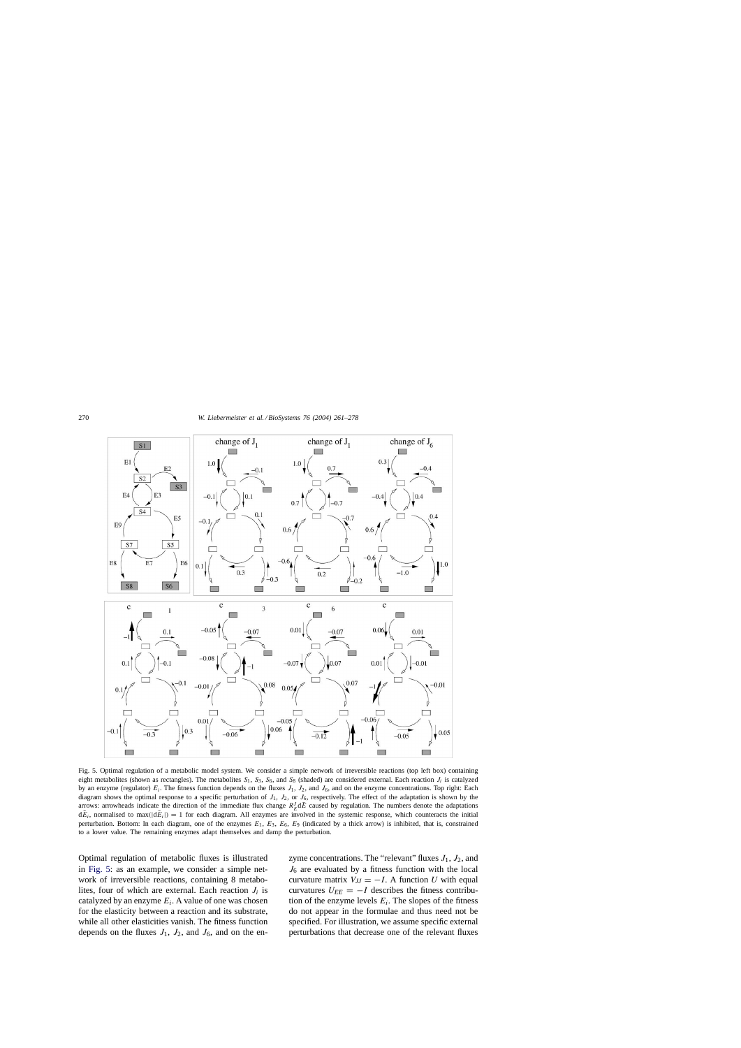Fig. 5. Optimal regulation of a metabolic model system. We consider a simple network of irreversible reactions (top left box) containing eight metabolites (shown as rectangles). The metabolites $S_1$, $S_3$, $S_6$, and $S_8$ (shaded) are considered external. Each reaction $J_i$ is catalyzed by an enzyme (regulator) $E_i$. The fitness function depends on the fluxes $J_1$, $J_2$, and $J_6$, and on the enzyme concentrations. Top right: Each diagram shows the optimal response to a specific perturbation of $J_1$, $J_2$, or $J_6$, respectively. The effect of the adaptation is shown by the arrows: arrowheads indicate the direction of the immediate flux change $R_E^J \mathrm{d}\bar{E}$ caused by regulation. The numbers denote the adaptations $\mathrm{d}\bar{E}_i$, normalised to $\max(|\mathrm{d}\bar{E}_i|) = 1$ for each diagram. All enzymes are involved in the systemic response, which counteracts the initial perturbation. Bottom: In each diagram, one of the enzymes $E_1$, $E_3$, $E_6$, $E_9$ (indicated by a thick arrow) is inhibited, that is, constrained to a lower value. The remaining enzymes adapt themselves and damp the perturbation.

Optimal regulation of metabolic fluxes is illustrated in Fig. 5: as an example, we consider a simple network of irreversible reactions, containing 8 metabolites, four of which are external. Each reaction $J_i$ is catalyzed by an enzyme $E_i$. A value of one was chosen for the elasticity between a reaction and its substrate, while all other elasticities vanish. The fitness function depends on the fluxes $J_1$, $J_2$, and $J_6$, and on the enzyme concentrations. The "relevant" fluxes $J_1$, $J_2$, and $J_6$ are evaluated by a fitness function with the local curvature matrix $V_{JJ} = -I$. A function $U$ with equal curvatures $U_{EE} = -I$ describes the fitness contribution of the enzyme levels $E_i$. The slopes of the fitness do not appear in the formulae and thus need not be specified. For illustration, we assume specific external perturbations that decrease one of the relevant fluxes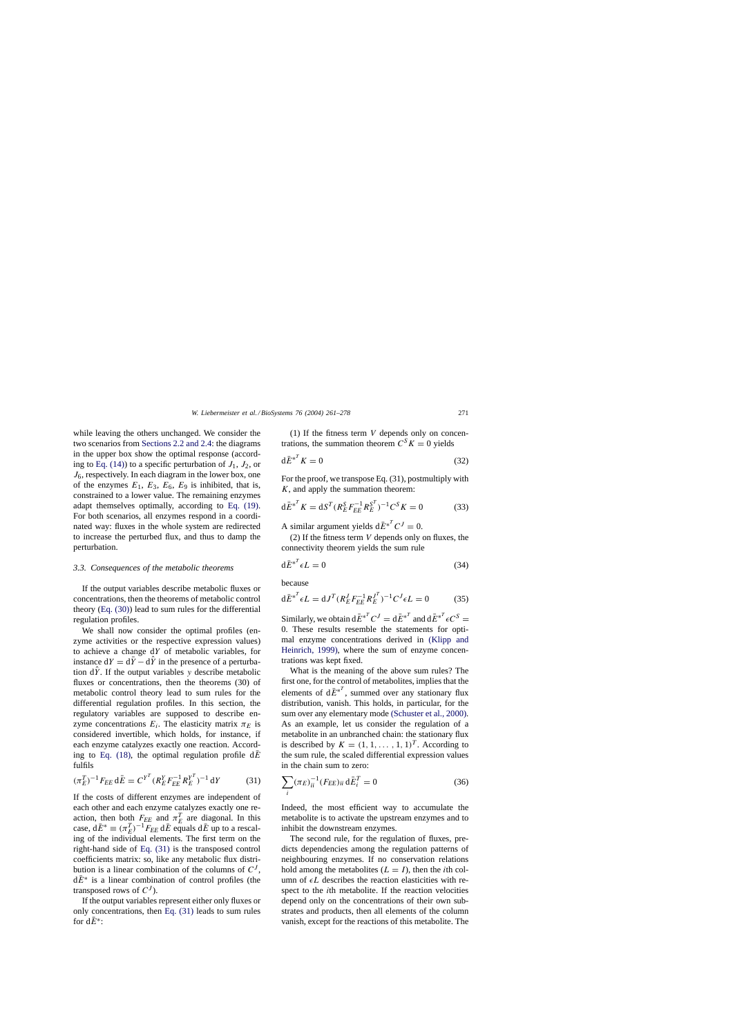while leaving the others unchanged. We consider the two scenarios from Sections 2.2 and 2.4: the diagrams in the upper box show the optimal response (according to Eq. (14)) to a specific perturbation of $J_1$, $J_2$, or $J_6$, respectively. In each diagram in the lower box, one of the enzymes $E_1$, $E_3$, $E_6$, $E_9$ is inhibited, that is, constrained to a lower value. The remaining enzymes adapt themselves optimally, according to Eq. (19). For both scenarios, all enzymes respond in a coordinated way: fluxes in the whole system are redirected to increase the perturbed flux, and thus to damp the perturbation.

### 3.3. Consequences of the metabolic theorems

If the output variables describe metabolic fluxes or concentrations, then the theorems of metabolic control theory (Eq. (30)) lead to sum rules for the differential regulation profiles.

We shall now consider the optimal profiles (enzyme activities or the respective expression values) to achieve a change $\mathrm{d}Y$ of metabolic variables, for instance $\mathrm{d}Y = \mathrm{d}\bar{Y} - \mathrm{d}\hat{Y}$ in the presence of a perturbation $\mathrm{d}\hat{Y}$. If the output variables $y$ describe metabolic fluxes or concentrations, then the theorems (30) of metabolic control theory lead to sum rules for the differential regulation profiles. In this section, the regulatory variables are supposed to describe enzyme concentrations $E_i$. The elasticity matrix $\pi_E$ is considered invertible, which holds, for instance, if each enzyme catalyzes exactly one reaction. According to Eq. (18), the optimal regulation profile $\mathrm{d}\bar{E}$ fulfils

$$(\pi_E^T)^{-1} F_{EE}\, \mathrm{d}\bar{E} = C^{Y^T} (R_E^Y F_{EE}^{-1} R_E^{Y^T})^{-1}\, \mathrm{d}Y \qquad (31)$$

If the costs of different enzymes are independent of each other and each enzyme catalyzes exactly one reaction, then both $F_{EE}$ and $\pi_E^T$ are diagonal. In this case, $\mathrm{d}\bar{E}^* \equiv (\pi_E^T)^{-1} F_{EE}\, \mathrm{d}\bar{E}$ equals $\mathrm{d}\bar{E}$ up to a rescaling of the individual elements. The first term on the right-hand side of Eq. (31) is the transposed control coefficients matrix: so, like any metabolic flux distribution is a linear combination of the columns of $C^J$, $\mathrm{d}\bar{E}^*$ is a linear combination of control profiles (the transposed rows of $C^J$).

If the output variables represent either only fluxes or only concentrations, then Eq. (31) leads to sum rules for $\mathrm{d}\bar{E}^*$:

(1) If the fitness term $V$ depends only on concentrations, the summation theorem $C^S K = 0$ yields

$$\mathrm{d}\bar{E}^{*^T} K = 0 \qquad (32)$$

For the proof, we transpose Eq. (31), postmultiply with $K$, and apply the summation theorem:

$$\mathrm{d}\bar{E}^{*^T} K = \mathrm{d}S^T (R_E^S F_{EE}^{-1} R_E^{S^T})^{-1} C^S K = 0 \qquad (33)$$

A similar argument yields $\mathrm{d}\bar{E}^{*^T} C^J = 0$.

(2) If the fitness term $V$ depends only on fluxes, the connectivity theorem yields the sum rule

$$\mathrm{d}\bar{E}^{*^T} \epsilon L = 0 \qquad (34)$$

because

$$\mathrm{d}\bar{E}^{*^T} \epsilon L = \mathrm{d}J^T (R_E^J F_{EE}^{-1} R_E^{J^T})^{-1} C^J \epsilon L = 0 \qquad (35)$$

Similarly, we obtain $\mathrm{d}\bar{E}^{*^T} C^J = \mathrm{d}\bar{E}^{*^T}$ and $\mathrm{d}\bar{E}^{*^T} \epsilon C^S = 0$. These results resemble the statements for optimal enzyme concentrations derived in (Klipp and Heinrich, 1999), where the sum of enzyme concentrations was kept fixed.

What is the meaning of the above sum rules? The first one, for the control of metabolites, implies that the elements of $\mathrm{d}\bar{E}^{*^T}$, summed over any stationary flux distribution, vanish. This holds, in particular, for the sum over any elementary mode (Schuster et al., 2000). As an example, let us consider the regulation of a metabolite in an unbranched chain: the stationary flux is described by $K = (1, 1, \ldots, 1, 1)^T$. According to the sum rule, the scaled differential expression values in the chain sum to zero:

$$\sum_i (\pi_E)_{ii}^{-1} (F_{EE})_{ii}\, \mathrm{d}\bar{E}_i^T = 0 \qquad (36)$$

Indeed, the most efficient way to accumulate the metabolite is to activate the upstream enzymes and to inhibit the downstream enzymes.

The second rule, for the regulation of fluxes, predicts dependencies among the regulation patterns of neighbouring enzymes. If no conservation relations hold among the metabolites ($L = I$), then the $i$th column of $\epsilon L$ describes the reaction elasticities with respect to the $i$th metabolite. If the reaction velocities depend only on the concentrations of their own substrates and products, then all elements of the column vanish, except for the reactions of this metabolite. The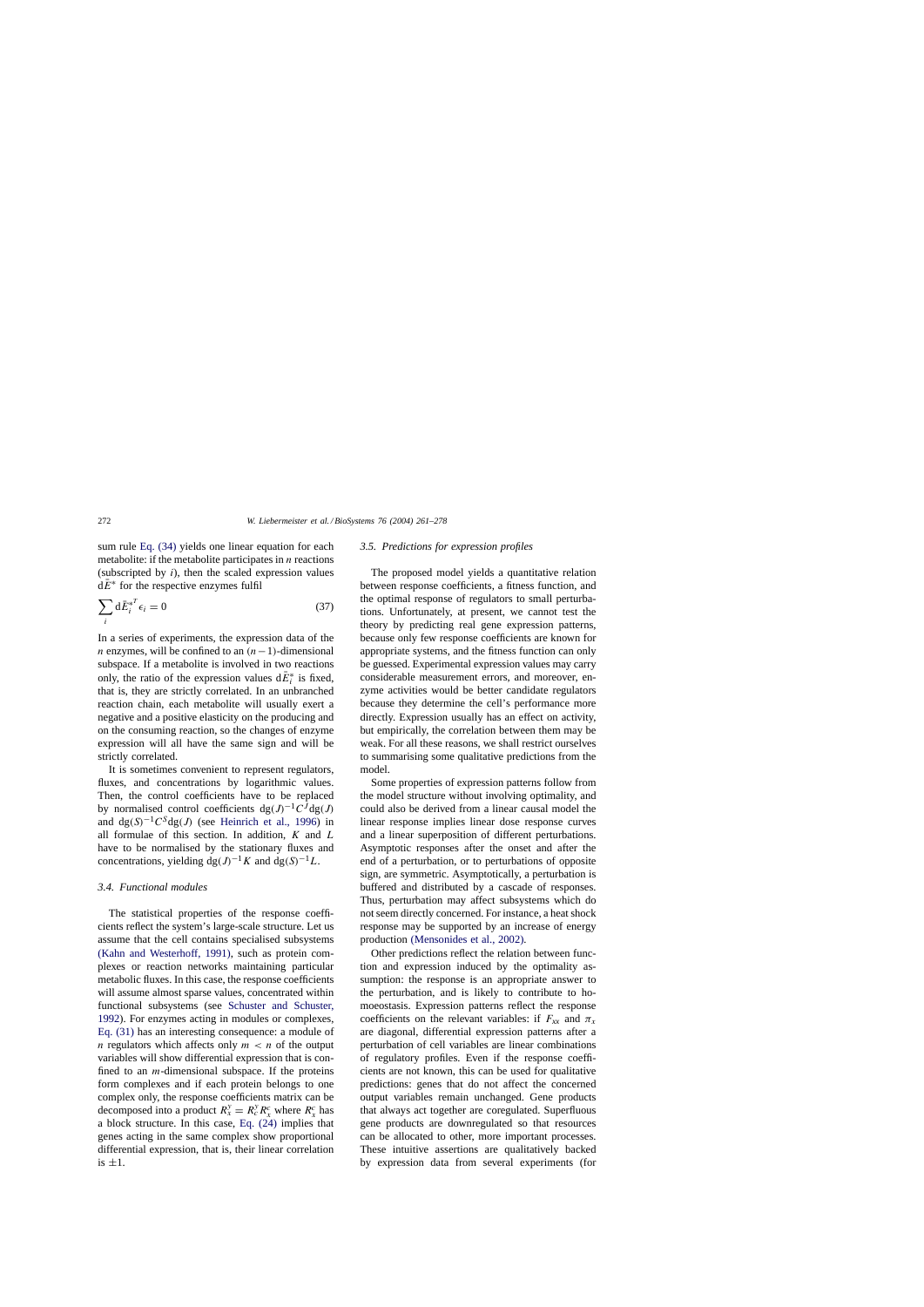sum rule Eq. (34) yields one linear equation for each metabolite: if the metabolite participates in $n$ reactions (subscripted by $i$), then the scaled expression values $\mathrm{d}\tilde{E}^{*}$ for the respective enzymes fulfil

$$\sum_i \mathrm{d}\tilde{E}_i^{*T} \epsilon_i = 0 \tag{37}$$

In a series of experiments, the expression data of the $n$ enzymes, will be confined to an $(n-1)$-dimensional subspace. If a metabolite is involved in two reactions only, the ratio of the expression values $\mathrm{d}\tilde{E}_i^{*}$ is fixed, that is, they are strictly correlated. In an unbranched reaction chain, each metabolite will usually exert a negative and a positive elasticity on the producing and on the consuming reaction, so the changes of enzyme expression will all have the same sign and will be strictly correlated.

It is sometimes convenient to represent regulators, fluxes, and concentrations by logarithmic values. Then, the control coefficients have to be replaced by normalised control coefficients $\mathrm{dg}(J)^{-1}C^{J}\mathrm{dg}(J)$ and $\mathrm{dg}(S)^{-1}C^{S}\mathrm{dg}(J)$ (see Heinrich et al., 1996) in all formulae of this section. In addition, $K$ and $L$ have to be normalised by the stationary fluxes and concentrations, yielding $\mathrm{dg}(J)^{-1}K$ and $\mathrm{dg}(S)^{-1}L$.

### 3.4. Functional modules

The statistical properties of the response coefficients reflect the system's large-scale structure. Let us assume that the cell contains specialised subsystems (Kahn and Westerhoff, 1991), such as protein complexes or reaction networks maintaining particular metabolic fluxes. In this case, the response coefficients will assume almost sparse values, concentrated within functional subsystems (see Schuster and Schuster, 1992). For enzymes acting in modules or complexes, Eq. (31) has an interesting consequence: a module of $n$ regulators which affects only $m < n$ of the output variables will show differential expression that is confined to an $m$-dimensional subspace. If the proteins form complexes and if each protein belongs to one complex only, the response coefficients matrix can be decomposed into a product $R_x^y = R_c^y R_x^c$ where $R_x^c$ has a block structure. In this case, Eq. (24) implies that genes acting in the same complex show proportional differential expression, that is, their linear correlation is $\pm 1$.

### 3.5. Predictions for expression profiles

The proposed model yields a quantitative relation between response coefficients, a fitness function, and the optimal response of regulators to small perturbations. Unfortunately, at present, we cannot test the theory by predicting real gene expression patterns, because only few response coefficients are known for appropriate systems, and the fitness function can only be guessed. Experimental expression values may carry considerable measurement errors, and moreover, enzyme activities would be better candidate regulators because they determine the cell's performance more directly. Expression usually has an effect on activity, but empirically, the correlation between them may be weak. For all these reasons, we shall restrict ourselves to summarising some qualitative predictions from the model.

Some properties of expression patterns follow from the model structure without involving optimality, and could also be derived from a linear causal model the linear response implies linear dose response curves and a linear superposition of different perturbations. Asymptotic responses after the onset and after the end of a perturbation, or to perturbations of opposite sign, are symmetric. Asymptotically, a perturbation is buffered and distributed by a cascade of responses. Thus, perturbation may affect subsystems which do not seem directly concerned. For instance, a heat shock response may be supported by an increase of energy production (Mensonides et al., 2002).

Other predictions reflect the relation between function and expression induced by the optimality assumption: the response is an appropriate answer to the perturbation, and is likely to contribute to homoeostasis. Expression patterns reflect the response coefficients on the relevant variables: if $F_{xx}$ and $\pi_x$ are diagonal, differential expression patterns after a perturbation of cell variables are linear combinations of regulatory profiles. Even if the response coefficients are not known, this can be used for qualitative predictions: genes that do not affect the concerned output variables remain unchanged. Gene products that always act together are coregulated. Superfluous gene products are downregulated so that resources can be allocated to other, more important processes. These intuitive assertions are qualitatively backed by expression data from several experiments (for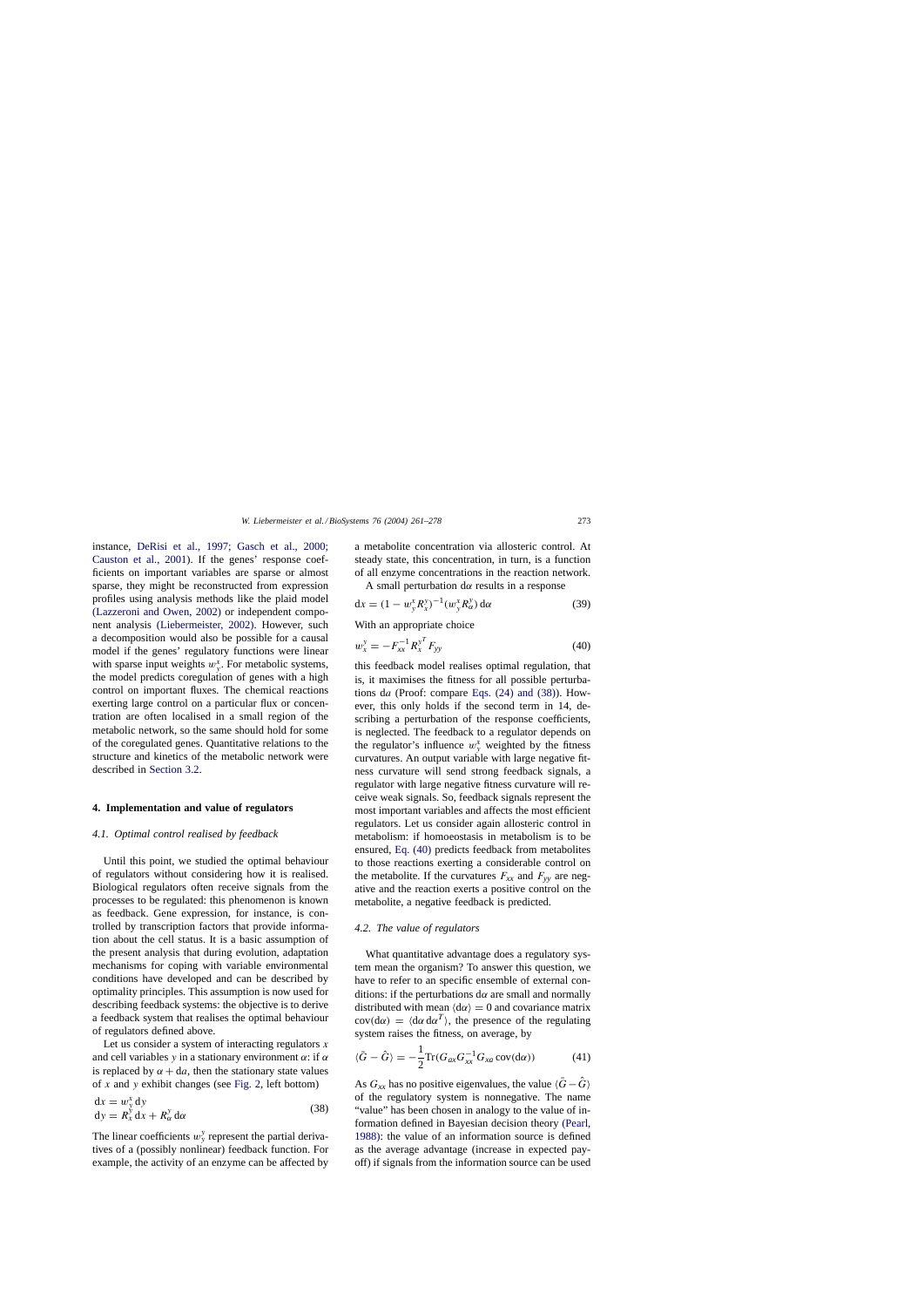instance, DeRisi et al., 1997; Gasch et al., 2000; Causton et al., 2001). If the genes' response coefficients on important variables are sparse or almost sparse, they might be reconstructed from expression profiles using analysis methods like the plaid model (Lazzeroni and Owen, 2002) or independent component analysis (Liebermeister, 2002). However, such a decomposition would also be possible for a causal model if the genes' regulatory functions were linear with sparse input weights $w_y^x$. For metabolic systems, the model predicts coregulation of genes with a high control on important fluxes. The chemical reactions exerting large control on a particular flux or concentration are often localised in a small region of the metabolic network, so the same should hold for some of the coregulated genes. Quantitative relations to the structure and kinetics of the metabolic network were described in Section 3.2.

## 4. Implementation and value of regulators

### 4.1. Optimal control realised by feedback

Until this point, we studied the optimal behaviour of regulators without considering how it is realised. Biological regulators often receive signals from the processes to be regulated: this phenomenon is known as feedback. Gene expression, for instance, is controlled by transcription factors that provide information about the cell status. It is a basic assumption of the present analysis that during evolution, adaptation mechanisms for coping with variable environmental conditions have developed and can be described by optimality principles. This assumption is now used for describing feedback systems: the objective is to derive a feedback system that realises the optimal behaviour of regulators defined above.

Let us consider a system of interacting regulators $x$ and cell variables $y$ in a stationary environment $\alpha$: if $\alpha$ is replaced by $\alpha + \mathrm{d}\alpha$, then the stationary state values of $x$ and $y$ exhibit changes (see Fig. 2, left bottom)

$$
\begin{aligned}
\mathrm{d}x &= w_y^x\,\mathrm{d}y \\
\mathrm{d}y &= R_x^y\,\mathrm{d}x + R_\alpha^y\,\mathrm{d}\alpha
\end{aligned}
\tag{38}
$$

The linear coefficients $w_y^x$ represent the partial derivatives of a (possibly nonlinear) feedback function. For example, the activity of an enzyme can be affected by a metabolite concentration via allosteric control. At steady state, this concentration, in turn, is a function of all enzyme concentrations in the reaction network.

A small perturbation $\mathrm{d}\alpha$ results in a response

$$
\mathrm{d}x = (1 - w_y^x R_x^y)^{-1}(w_y^x R_\alpha^y)\,\mathrm{d}\alpha \tag{39}
$$

With an appropriate choice

$$
w_x^y = -F_{xx}^{-1} R_x^{y^T} F_{yy} \tag{40}
$$

this feedback model realises optimal regulation, that is, it maximises the fitness for all possible perturbations $\mathrm{d}\alpha$ (Proof: compare Eqs. (24) and (38)). However, this only holds if the second term in 14, describing a perturbation of the response coefficients, is neglected. The feedback to a regulator depends on the regulator's influence $w_y^x$ weighted by the fitness curvatures. An output variable with large negative fitness curvature will send strong feedback signals, a regulator with large negative fitness curvature will receive weak signals. So, feedback signals represent the most important variables and affects the most efficient regulators. Let us consider again allosteric control in metabolism: if homoeostasis in metabolism is to be ensured, Eq. (40) predicts feedback from metabolites to those reactions exerting a considerable control on the metabolite. If the curvatures $F_{xx}$ and $F_{yy}$ are negative and the reaction exerts a positive control on the metabolite, a negative feedback is predicted.

### 4.2. The value of regulators

What quantitative advantage does a regulatory system mean the organism? To answer this question, we have to refer to an specific ensemble of external conditions: if the perturbations $\mathrm{d}\alpha$ are small and normally distributed with mean $\langle \mathrm{d}\alpha \rangle = 0$ and covariance matrix $\mathrm{cov}(\mathrm{d}\alpha) = \langle \mathrm{d}\alpha\,\mathrm{d}\alpha^T \rangle$, the presence of the regulating system raises the fitness, on average, by

$$
\langle \bar{G} - \hat{G} \rangle = -\frac{1}{2}\mathrm{Tr}(G_{\alpha x} G_{xx}^{-1} G_{x\alpha}\,\mathrm{cov}(\mathrm{d}\alpha)) \tag{41}
$$

As $G_{xx}$ has no positive eigenvalues, the value $\langle \bar{G} - \hat{G} \rangle$ of the regulatory system is nonnegative. The name "value" has been chosen in analogy to the value of information defined in Bayesian decision theory (Pearl, 1988): the value of an information source is defined as the average advantage (increase in expected payoff) if signals from the information source can be used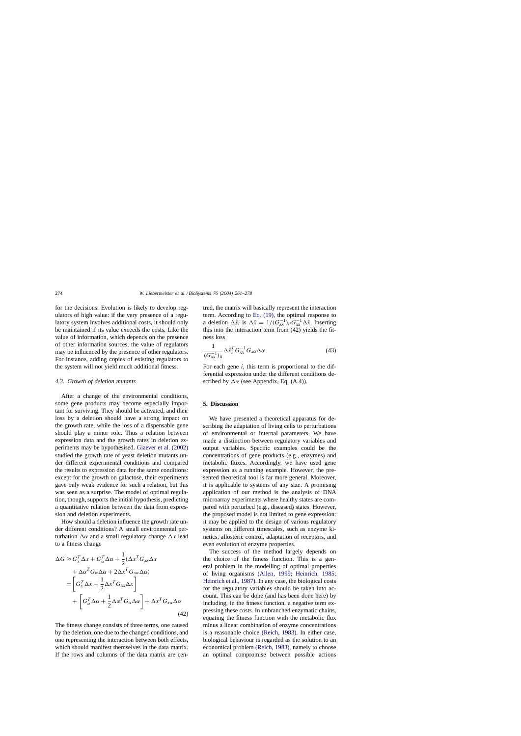for the decisions. Evolution is likely to develop regulators of high value: if the very presence of a regulatory system involves additional costs, it should only be maintained if its value exceeds the costs. Like the value of information, which depends on the presence of other information sources, the value of regulators may be influenced by the presence of other regulators. For instance, adding copies of existing regulators to the system will not yield much additional fitness.

### *4.3. Growth of deletion mutants*

After a change of the environmental conditions, some gene products may become especially important for surviving. They should be activated, and their loss by a deletion should have a strong impact on the growth rate, while the loss of a dispensable gene should play a minor role. Thus a relation between expression data and the growth rates in deletion experiments may be hypothesised. Giaever et al. (2002) studied the growth rate of yeast deletion mutants under different experimental conditions and compared the results to expression data for the same conditions: except for the growth on galactose, their experiments gave only weak evidence for such a relation, but this was seen as a surprise. The model of optimal regulation, though, supports the initial hypothesis, predicting a quantitative relation between the data from expression and deletion experiments.

How should a deletion influence the growth rate under different conditions? A small environmental perturbation $\Delta\alpha$ and a small regulatory change $\Delta x$ lead to a fitness change

$$
\begin{aligned}
\Delta G &\approx G_x^T \Delta x + G_\alpha^T \Delta\alpha + \frac{1}{2}(\Delta x^T G_{xx} \Delta x \\
&\quad + \Delta\alpha^T G_\alpha \Delta\alpha + 2\Delta x^T G_{x\alpha} \Delta\alpha) \\
&= \left[ G_x^T \Delta x + \frac{1}{2}\Delta x^T G_{xx} \Delta x \right] \\
&\quad + \left[ G_\alpha^T \Delta\alpha + \frac{1}{2}\Delta\alpha^T G_\alpha \Delta\alpha \right] + \Delta x^T G_{x\alpha} \Delta\alpha
\end{aligned}
\tag{42}
$$

The fitness change consists of three terms, one caused by the deletion, one due to the changed conditions, and one representing the interaction between both effects, which should manifest themselves in the data matrix. If the rows and columns of the data matrix are centred, the matrix will basically represent the interaction term. According to Eq. (19), the optimal response to a deletion $\Delta\hat{x}_i$ is $\Delta\tilde{x} = 1/(G_{xx}^{-1})_{ii} G_{xx}^{-1} \Delta\hat{x}$. Inserting this into the interaction term from (42) yields the fitness loss

$$
\frac{1}{(G_{xx}^{-1})_{ii}} \Delta\hat{x}_i^T G_{xx}^{-1} G_{x\alpha} \Delta\alpha
\tag{43}
$$

For each gene $i$, this term is proportional to the differential expression under the different conditions described by $\Delta\alpha$ (see Appendix, Eq. (A.4)).

## 5. Discussion

We have presented a theoretical apparatus for describing the adaptation of living cells to perturbations of environmental or internal parameters. We have made a distinction between regulatory variables and output variables. Specific examples could be the concentrations of gene products (e.g., enzymes) and metabolic fluxes. Accordingly, we have used gene expression as a running example. However, the presented theoretical tool is far more general. Moreover, it is applicable to systems of any size. A promising application of our method is the analysis of DNA microarray experiments where healthy states are compared with perturbed (e.g., diseased) states. However, the proposed model is not limited to gene expression: it may be applied to the design of various regulatory systems on different timescales, such as enzyme kinetics, allosteric control, adaptation of receptors, and even evolution of enzyme properties.

The success of the method largely depends on the choice of the fitness function. This is a general problem in the modelling of optimal properties of living organisms (Allen, 1999; Heinrich, 1985; Heinrich et al., 1987). In any case, the biological costs for the regulatory variables should be taken into account. This can be done (and has been done here) by including, in the fitness function, a negative term expressing these costs. In unbranched enzymatic chains, equating the fitness function with the metabolic flux minus a linear combination of enzyme concentrations is a reasonable choice (Reich, 1983). In either case, biological behaviour is regarded as the solution to an economical problem (Reich, 1983), namely to choose an optimal compromise between possible actions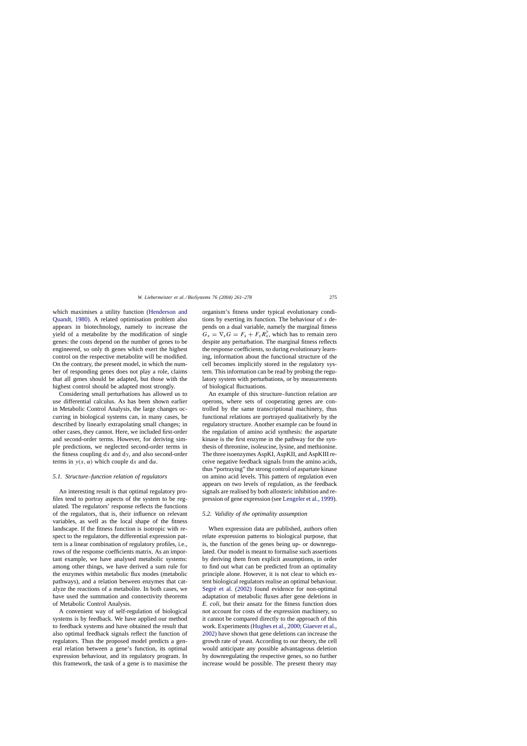which maximises a utility function (Henderson and Quandt, 1980). A related optimisation problem also appears in biotechnology, namely to increase the yield of a metabolite by the modification of single genes: the costs depend on the number of genes to be engineered, so only th genes which exert the highest control on the respective metabolite will be modified. On the contrary, the present model, in which the number of responding genes does not play a role, claims that all genes should be adapted, but those with the highest control should be adapted most strongly.

Considering small perturbations has allowed us to use differential calculus. As has been shown earlier in Metabolic Control Analysis, the large changes occurring in biological systems can, in many cases, be described by linearly extrapolating small changes; in other cases, they cannot. Here, we included first-order and second-order terms. However, for deriving simple predictions, we neglected second-order terms in the fitness coupling $\mathrm{d}x$ and $\mathrm{d}y$, and also second-order terms in $y(x, \alpha)$ which couple $\mathrm{d}x$ and $\mathrm{d}\alpha$.

### 5.1. Structure–function relation of regulators

An interesting result is that optimal regulatory profiles tend to portray aspects of the system to be regulated. The regulators' response reflects the functions of the regulators, that is, their influence on relevant variables, as well as the local shape of the fitness landscape. If the fitness function is isotropic with respect to the regulators, the differential expression pattern is a linear combination of regulatory profiles, i.e., rows of the response coefficients matrix. As an important example, we have analysed metabolic systems: among other things, we have derived a sum rule for the enzymes within metabolic flux modes (metabolic pathways), and a relation between enzymes that catalyze the reactions of a metabolite. In both cases, we have used the summation and connectivity theorems of Metabolic Control Analysis.

A convenient way of self-regulation of biological systems is by feedback. We have applied our method to feedback systems and have obtained the result that also optimal feedback signals reflect the function of regulators. Thus the proposed model predicts a general relation between a gene's function, its optimal expression behaviour, and its regulatory program. In this framework, the task of a gene is to maximise the organism's fitness under typical evolutionary conditions by exerting its function. The behaviour of $x$ depends on a dual variable, namely the marginal fitness $G_x = \nabla_x G = F_x + F_y R^y_x$, which has to remain zero despite any perturbation. The marginal fitness reflects the response coefficients, so during evolutionary learning, information about the functional structure of the cell becomes implicitly stored in the regulatory system. This information can be read by probing the regulatory system with perturbations, or by measurements of biological fluctuations.

An example of this structure–function relation are operons, where sets of cooperating genes are controlled by the same transcriptional machinery, thus functional relations are portrayed qualitatively by the regulatory structure. Another example can be found in the regulation of amino acid synthesis: the aspartate kinase is the first enzyme in the pathway for the synthesis of threonine, isoleucine, lysine, and methionine. The three isoenzymes AspKI, AspKII, and AspKIII receive negative feedback signals from the amino acids, thus "portraying" the strong control of aspartate kinase on amino acid levels. This pattern of regulation even appears on two levels of regulation, as the feedback signals are realised by both allosteric inhibition and repression of gene expression (see Lengeler et al., 1999).

### 5.2. Validity of the optimality assumption

When expression data are published, authors often relate expression patterns to biological purpose, that is, the function of the genes being up- or downregulated. Our model is meant to formalise such assertions by deriving them from explicit assumptions, in order to find out what can be predicted from an optimality principle alone. However, it is not clear to which extent biological regulators realise an optimal behaviour. Segrè et al. (2002) found evidence for non-optimal adaptation of metabolic fluxes after gene deletions in *E. coli*, but their ansatz for the fitness function does not account for costs of the expression machinery, so it cannot be compared directly to the approach of this work. Experiments (Hughes et al., 2000; Giaever et al., 2002) have shown that gene deletions can increase the growth rate of yeast. According to our theory, the cell would anticipate any possible advantageous deletion by downregulating the respective genes, so no further increase would be possible. The present theory may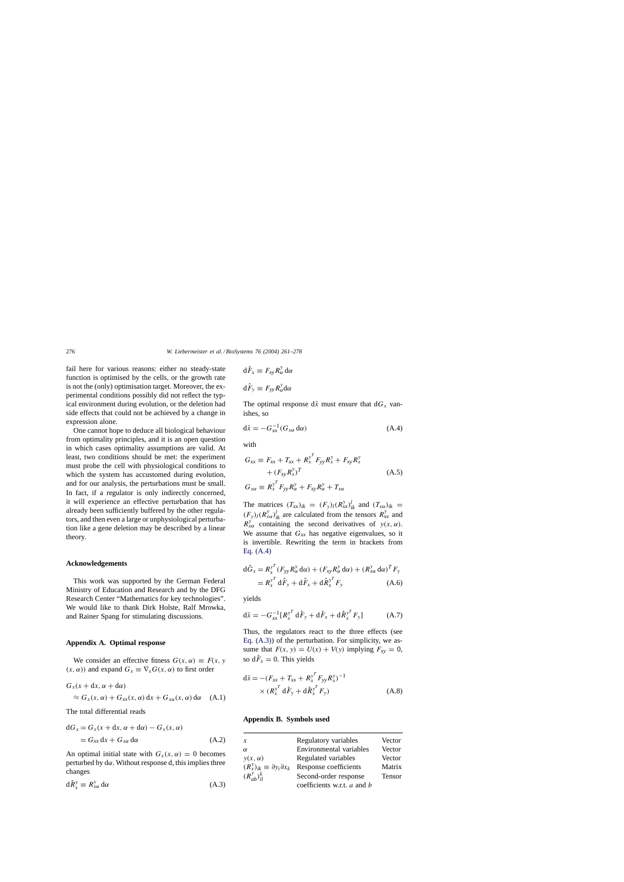fail here for various reasons: either no steady-state function is optimised by the cells, or the growth rate is not the (only) optimisation target. Moreover, the experimental conditions possibly did not reflect the typical environment during evolution, or the deletion had side effects that could not be achieved by a change in expression alone.

One cannot hope to deduce all biological behaviour from optimality principles, and it is an open question in which cases optimality assumptions are valid. At least, two conditions should be met: the experiment must probe the cell with physiological conditions to which the system has accustomed during evolution, and for our analysis, the perturbations must be small. In fact, if a regulator is only indirectly concerned, it will experience an effective perturbation that has already been sufficiently buffered by the other regulators, and then even a large or unphysiological perturbation like a gene deletion may be described by a linear theory.

## Acknowledgements

This work was supported by the German Federal Ministry of Education and Research and by the DFG Research Center "Mathematics for key technologies". We would like to thank Dirk Holste, Ralf Mrowka, and Rainer Spang for stimulating discussions.

## Appendix A. Optimal response

We consider an effective fitness $G(x, \alpha) \equiv F(x, y(x, \alpha))$ and expand $G_x \equiv \nabla_x G(x, \alpha)$ to first order

$$G_x(x + \mathrm{d}x, \alpha + \mathrm{d}\alpha) \approx G_x(x, \alpha) + G_{xx}(x, \alpha)\,\mathrm{d}x + G_{x\alpha}(x, \alpha)\,\mathrm{d}\alpha \quad \text{(A.1)}$$

The total differential reads

$$\begin{aligned} \mathrm{d}G_x &= G_x(x + \mathrm{d}x, \alpha + \mathrm{d}\alpha) - G_x(x, \alpha) \\ &= G_{xx}\,\mathrm{d}x + G_{x\alpha}\,\mathrm{d}\alpha \end{aligned} \quad \text{(A.2)}$$

An optimal initial state with $G_x(x, \alpha) = 0$ becomes perturbed by $\mathrm{d}\alpha$. Without response d, this implies three changes

$$\mathrm{d}\hat{R}_x^y \equiv R_{x\alpha}^y\,\mathrm{d}\alpha \quad \text{(A.3)}$$

$$\mathrm{d}\hat{F}_x \equiv F_{xy} R_\alpha^y\,\mathrm{d}\alpha$$

$$\mathrm{d}\hat{F}_y \equiv F_{yy} R_\alpha^y \mathrm{d}\alpha$$

The optimal response $\mathrm{d}\bar{x}$ must ensure that $\mathrm{d}G_x$ vanishes, so

$$\mathrm{d}\bar{x} = -G_{xx}^{-1}(G_{x\alpha}\,\mathrm{d}\alpha) \quad \text{(A.4)}$$

with

$$\begin{aligned} G_{xx} &\equiv F_{xx} + T_{xx} + R_x^{y^T} F_{yy} R_x^y + F_{xy} R_x^y + (F_{xy} R_x^y)^T \\ G_{x\alpha} &\equiv R_x^{y^T} F_{yy} R_\alpha^y + F_{xy} R_\alpha^y + T_{x\alpha} \end{aligned} \quad \text{(A.5)}$$

The matrices $(T_{xx})_{ik} = (F_y)_l (R_{xx}^y)_{ik}^l$ and $(T_{x\alpha})_{ik} = (F_y)_l (R_{x\alpha}^y)_{ik}^l$ are calculated from the tensors $R_{xx}^y$ and $R_{x\alpha}^y$ containing the second derivatives of $y(x, \alpha)$. We assume that $G_{xx}$ has negative eigenvalues, so it is invertible. Rewriting the term in brackets from Eq. (A.4)

$$\begin{aligned} \mathrm{d}\hat{G}_x &= R_x^{y^T}(F_{yy} R_\alpha^y\,\mathrm{d}\alpha) + (F_{xy} R_\alpha^y\,\mathrm{d}\alpha) + (R_{x\alpha}^y\,\mathrm{d}\alpha)^T F_y \\ &= R_x^{y^T}\,\mathrm{d}\hat{F}_y + \mathrm{d}\hat{F}_x + \mathrm{d}\hat{R}_x^{y^T} F_y \end{aligned} \quad \text{(A.6)}$$

yields

$$\mathrm{d}\bar{x} = -G_{xx}^{-1}[R_x^{y^T}\,\mathrm{d}\hat{F}_y + \mathrm{d}\hat{F}_x + \mathrm{d}\hat{R}_x^{y^T} F_y] \quad \text{(A.7)}$$

Thus, the regulators react to the three effects (see Eq. (A.3)) of the perturbation. For simplicity, we assume that $F(x, y) = U(x) + V(y)$ implying $F_{xy} = 0$, so $\mathrm{d}\hat{F}_x = 0$. This yields

$$\mathrm{d}\bar{x} = -(F_{xx} + T_{xx} + R_x^{y^T} F_{yy} R_x^y)^{-1} \times (R_x^{y^T}\,\mathrm{d}\hat{F}_y + \mathrm{d}\hat{R}_x^{y^T} F_y) \quad \text{(A.8)}$$

## Appendix B. Symbols used

| | | |
|---|---|---|
| $x$ | Regulatory variables | Vector |
| $\alpha$ | Environmental variables | Vector |
| $y(x, \alpha)$ | Regulated variables | Vector |
| $(R_x^y)_{ik} \equiv \partial y_i \partial x_k$ | Response coefficients | Matrix |
| $(R_{ab}^y)_{il}^k$ | Second-order response coefficients w.r.t. $a$ and $b$ | Tensor |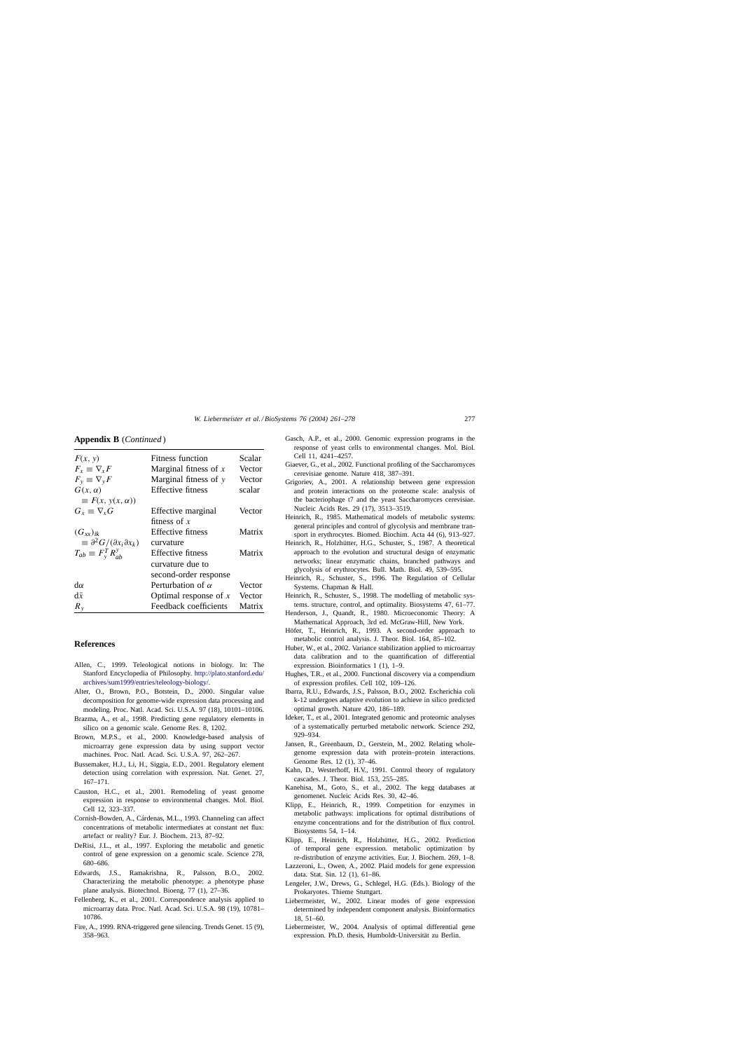**Appendix B** (*Continued*)

| | | |
|---|---|---|
| $F(x, y)$ | Fitness function | Scalar |
| $F_x \equiv \nabla_x F$ | Marginal fitness of $x$ | Vector |
| $F_y \equiv \nabla_y F$ | Marginal fitness of $y$ | Vector |
| $G(x, \alpha) \equiv F(x, y(x, \alpha))$ | Effective fitness | scalar |
| $G_x \equiv \nabla_x G$ | Effective marginal fitness of $x$ | Vector |
| $(G_{xx})_{ik} \equiv \partial^2 G/(\partial x_i \partial x_k)$ | Effective fitness curvature | Matrix |
| $T_{ab} \equiv F_y^T R_{ab}^y$ | Effective fitness curvature due to second-order response | Matrix |
| $\mathrm{d}\alpha$ | Perturbation of $\alpha$ | Vector |
| $\mathrm{d}\bar{x}$ | Optimal response of $x$ | Vector |
| $R_y$ | Feedback coefficients | Matrix |

## References

Allen, C., 1999. Teleological notions in biology. In: The Stanford Encyclopedia of Philosophy. http://plato.stanford.edu/archives/sum1999/entries/teleology-biology/.

Alter, O., Brown, P.O., Botstein, D., 2000. Singular value decomposition for genome-wide expression data processing and modeling. Proc. Natl. Acad. Sci. U.S.A. 97 (18), 10101–10106.

Brazma, A., et al., 1998. Predicting gene regulatory elements in silico on a genomic scale. Genome Res. 8, 1202.

Brown, M.P.S., et al., 2000. Knowledge-based analysis of microarray gene expression data by using support vector machines. Proc. Natl. Acad. Sci. U.S.A. 97, 262–267.

Bussemaker, H.J., Li, H., Siggia, E.D., 2001. Regulatory element detection using correlation with expression. Nat. Genet. 27, 167–171.

Causton, H.C., et al., 2001. Remodeling of yeast genome expression in response to environmental changes. Mol. Biol. Cell 12, 323–337.

Cornish-Bowden, A., Cárdenas, M.L., 1993. Channeling can affect concentrations of metabolic intermediates at constant net flux: artefact or reality? Eur. J. Biochem. 213, 87–92.

DeRisi, J.L., et al., 1997. Exploring the metabolic and genetic control of gene expression on a genomic scale. Science 278, 680–686.

Edwards, J.S., Ramakrishna, R., Palsson, B.O., 2002. Characterizing the metabolic phenotype: a phenotype phase plane analysis. Biotechnol. Bioeng. 77 (1), 27–36.

Fellenberg, K., et al., 2001. Correspondence analysis applied to microarray data. Proc. Natl. Acad. Sci. U.S.A. 98 (19), 10781–10786.

Fire, A., 1999. RNA-triggered gene silencing. Trends Genet. 15 (9), 358–963.

Gasch, A.P., et al., 2000. Genomic expression programs in the response of yeast cells to environmental changes. Mol. Biol. Cell 11, 4241–4257.

Giaever, G., et al., 2002. Functional profiling of the Saccharomyces cerevisiae genome. Nature 418, 387–391.

Grigoriev, A., 2001. A relationship between gene expression and protein interactions on the proteome scale: analysis of the bacteriophage t7 and the yeast Saccharomyces cerevisiae. Nucleic Acids Res. 29 (17), 3513–3519.

Heinrich, R., 1985. Mathematical models of metabolic systems: general principles and control of glycolysis and membrane transport in erythrocytes. Biomed. Biochim. Acta 44 (6), 913–927.

Heinrich, R., Holzhütter, H.G., Schuster, S., 1987. A theoretical approach to the evolution and structural design of enzymatic networks; linear enzymatic chains, branched pathways and glycolysis of erythrocytes. Bull. Math. Biol. 49, 539–595.

Heinrich, R., Schuster, S., 1996. The Regulation of Cellular Systems. Chapman & Hall.

Heinrich, R., Schuster, S., 1998. The modelling of metabolic systems. structure, control, and optimality. Biosystems 47, 61–77.

Henderson, J., Quandt, R., 1980. Microeconomic Theory: A Mathematical Approach, 3rd ed. McGraw-Hill, New York.

Höfer, T., Heinrich, R., 1993. A second-order approach to metabolic control analysis. J. Theor. Biol. 164, 85–102.

Huber, W., et al., 2002. Variance stabilization applied to microarray data calibration and to the quantification of differential expression. Bioinformatics 1 (1), 1–9.

Hughes, T.R., et al., 2000. Functional discovery via a compendium of expression profiles. Cell 102, 109–126.

Ibarra, R.U., Edwards, J.S., Palsson, B.O., 2002. Escherichia coli k-12 undergoes adaptive evolution to achieve in silico predicted optimal growth. Nature 420, 186–189.

Ideker, T., et al., 2001. Integrated genomic and proteomic analyses of a systematically perturbed metabolic network. Science 292, 929–934.

Jansen, R., Greenbaum, D., Gerstein, M., 2002. Relating whole-genome expression data with protein–protein interactions. Genome Res. 12 (1), 37–46.

Kahn, D., Westerhoff, H.V., 1991. Control theory of regulatory cascades. J. Theor. Biol. 153, 255–285.

Kanehisa, M., Goto, S., et al., 2002. The kegg databases at genomenet. Nucleic Acids Res. 30, 42–46.

Klipp, E., Heinrich, R., 1999. Competition for enzymes in metabolic pathways: implications for optimal distributions of enzyme concentrations and for the distribution of flux control. Biosystems 54, 1–14.

Klipp, E., Heinrich, R., Holzhütter, H.G., 2002. Prediction of temporal gene expression. metabolic optimization by re-distribution of enzyme activities. Eur. J. Biochem. 269, 1–8.

Lazzeroni, L., Owen, A., 2002. Plaid models for gene expression data. Stat. Sin. 12 (1), 61–86.

Lengeler, J.W., Drews, G., Schlegel, H.G. (Eds.). Biology of the Prokaryotes. Thieme Stuttgart.

Liebermeister, W., 2002. Linear modes of gene expression determined by independent component analysis. Bioinformatics 18, 51–60.

Liebermeister, W., 2004. Analysis of optimal differential gene expression. Ph.D. thesis, Humboldt-Universität zu Berlin.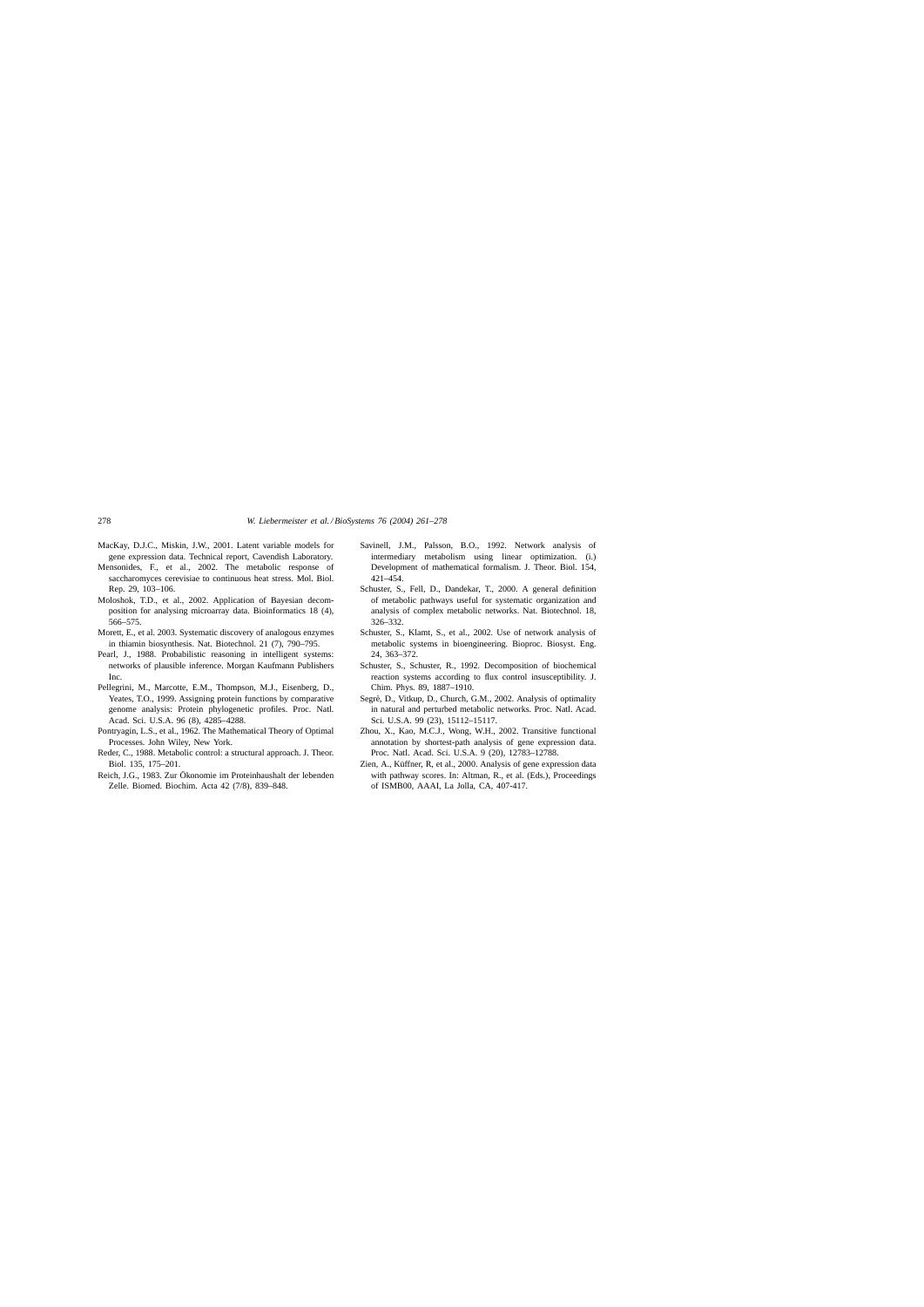MacKay, D.J.C., Miskin, J.W., 2001. Latent variable models for gene expression data. Technical report, Cavendish Laboratory.

Mensonides, F., et al., 2002. The metabolic response of saccharomyces cerevisiae to continuous heat stress. Mol. Biol. Rep. 29, 103–106.

Moloshok, T.D., et al., 2002. Application of Bayesian decomposition for analysing microarray data. Bioinformatics 18 (4), 566–575.

Morett, E., et al. 2003. Systematic discovery of analogous enzymes in thiamin biosynthesis. Nat. Biotechnol. 21 (7), 790–795.

Pearl, J., 1988. Probabilistic reasoning in intelligent systems: networks of plausible inference. Morgan Kaufmann Publishers Inc.

Pellegrini, M., Marcotte, E.M., Thompson, M.J., Eisenberg, D., Yeates, T.O., 1999. Assigning protein functions by comparative genome analysis: Protein phylogenetic profiles. Proc. Natl. Acad. Sci. U.S.A. 96 (8), 4285–4288.

Pontryagin, L.S., et al., 1962. The Mathematical Theory of Optimal Processes. John Wiley, New York.

Reder, C., 1988. Metabolic control: a structural approach. J. Theor. Biol. 135, 175–201.

Reich, J.G., 1983. Zur Ökonomie im Proteinhaushalt der lebenden Zelle. Biomed. Biochim. Acta 42 (7/8), 839–848.

Savinell, J.M., Palsson, B.O., 1992. Network analysis of intermediary metabolism using linear optimization. (i.) Development of mathematical formalism. J. Theor. Biol. 154, 421–454.

Schuster, S., Fell, D., Dandekar, T., 2000. A general definition of metabolic pathways useful for systematic organization and analysis of complex metabolic networks. Nat. Biotechnol. 18, 326–332.

Schuster, S., Klamt, S., et al., 2002. Use of network analysis of metabolic systems in bioengineering. Bioproc. Biosyst. Eng. 24, 363–372.

Schuster, S., Schuster, R., 1992. Decomposition of biochemical reaction systems according to flux control insusceptibility. J. Chim. Phys. 89, 1887–1910.

Segrè, D., Vitkup, D., Church, G.M., 2002. Analysis of optimality in natural and perturbed metabolic networks. Proc. Natl. Acad. Sci. U.S.A. 99 (23), 15112–15117.

Zhou, X., Kao, M.C.J., Wong, W.H., 2002. Transitive functional annotation by shortest-path analysis of gene expression data. Proc. Natl. Acad. Sci. U.S.A. 9 (20), 12783–12788.

Zien, A., Küffner, R, et al., 2000. Analysis of gene expression data with pathway scores. In: Altman, R., et al. (Eds.), Proceedings of ISMB00, AAAI, La Jolla, CA, 407-417.